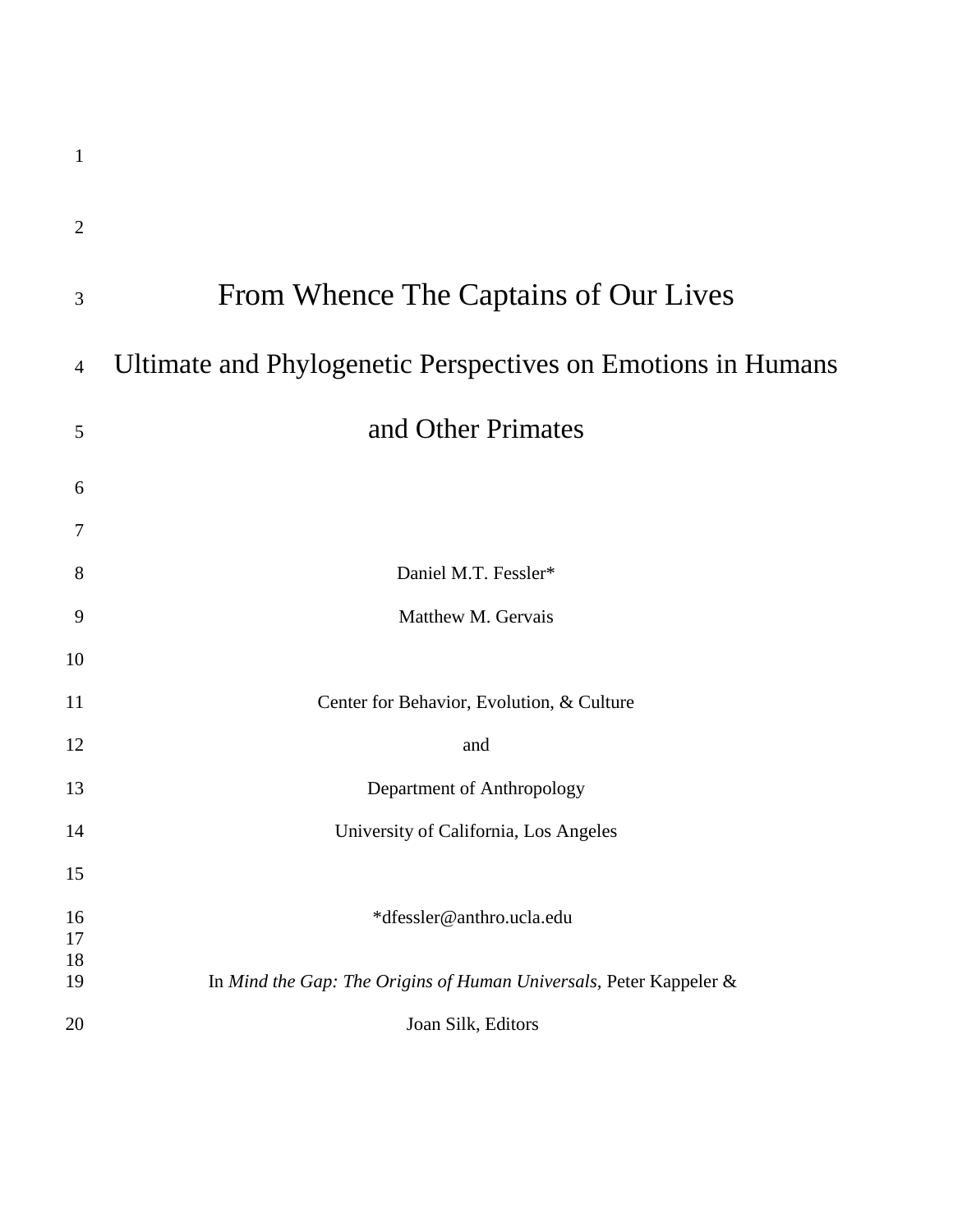# From Whence The Captains of Our Lives

# Ultimate and Phylogenetic Perspectives on Emotions in Humans and Other Primates

Daniel M.T. Fessler*

Matthew M. Gervais

Center for Behavior, Evolution, & Culture

and

Department of Anthropology

University of California, Los Angeles

*dfessler@anthro.ucla.edu

In *Mind the Gap: The Origins of Human Universals,* Peter Kappeler & Joan Silk, Editors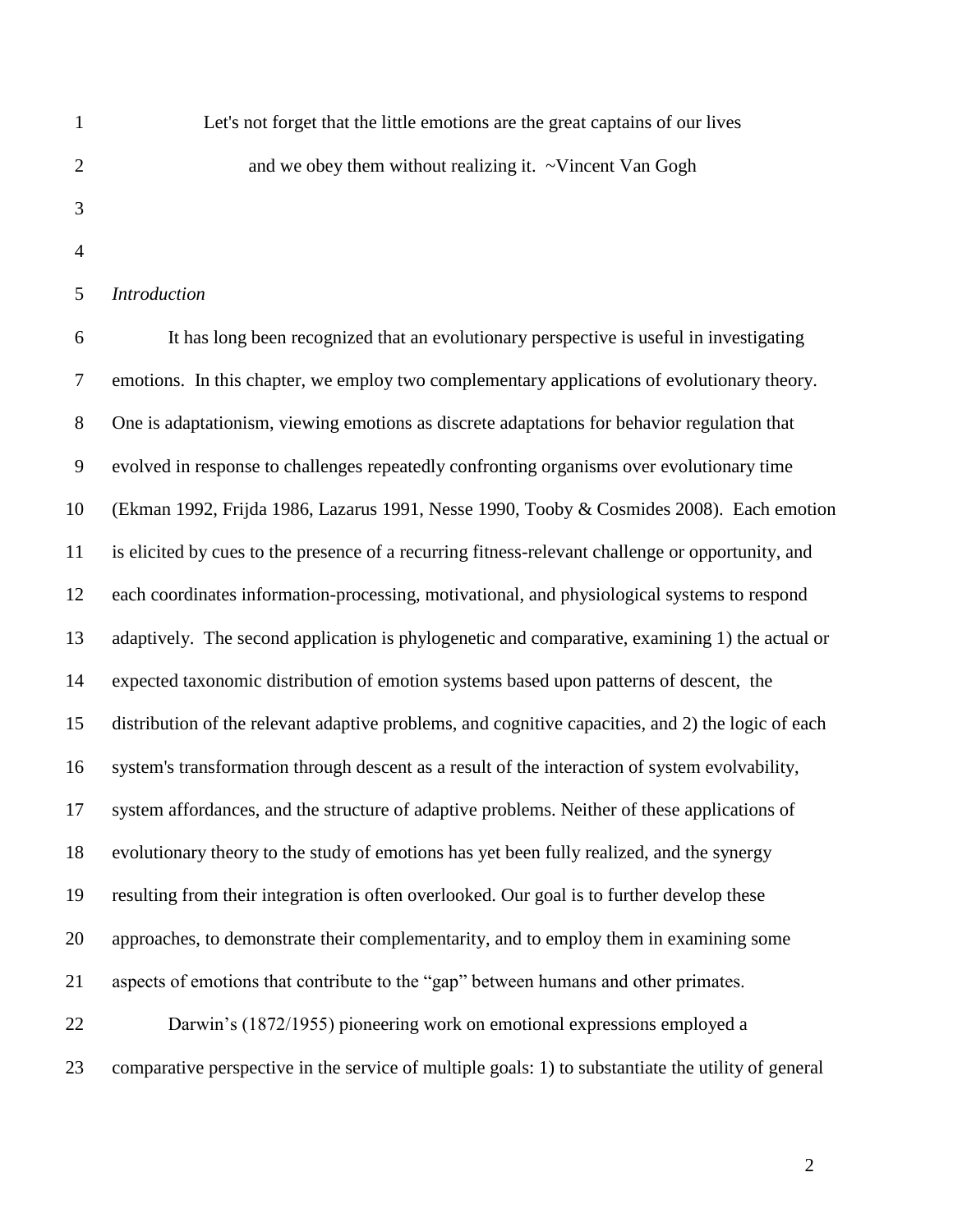Let's not forget that the little emotions are the great captains of our lives
and we obey them without realizing it. ~Vincent Van Gogh

*Introduction*

It has long been recognized that an evolutionary perspective is useful in investigating emotions. In this chapter, we employ two complementary applications of evolutionary theory. One is adaptationism, viewing emotions as discrete adaptations for behavior regulation that evolved in response to challenges repeatedly confronting organisms over evolutionary time (Ekman 1992, Frijda 1986, Lazarus 1991, Nesse 1990, Tooby & Cosmides 2008). Each emotion is elicited by cues to the presence of a recurring fitness-relevant challenge or opportunity, and each coordinates information-processing, motivational, and physiological systems to respond adaptively. The second application is phylogenetic and comparative, examining 1) the actual or expected taxonomic distribution of emotion systems based upon patterns of descent, the distribution of the relevant adaptive problems, and cognitive capacities, and 2) the logic of each system's transformation through descent as a result of the interaction of system evolvability, system affordances, and the structure of adaptive problems. Neither of these applications of evolutionary theory to the study of emotions has yet been fully realized, and the synergy resulting from their integration is often overlooked. Our goal is to further develop these approaches, to demonstrate their complementarity, and to employ them in examining some aspects of emotions that contribute to the "gap" between humans and other primates.

Darwin's (1872/1955) pioneering work on emotional expressions employed a comparative perspective in the service of multiple goals: 1) to substantiate the utility of general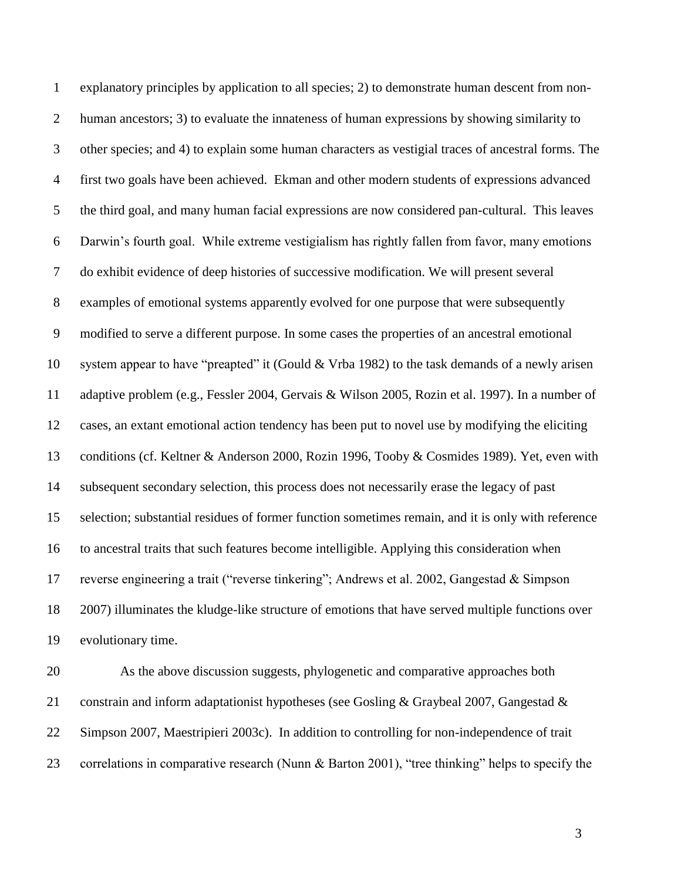explanatory principles by application to all species; 2) to demonstrate human descent from non-human ancestors; 3) to evaluate the innateness of human expressions by showing similarity to other species; and 4) to explain some human characters as vestigial traces of ancestral forms. The first two goals have been achieved. Ekman and other modern students of expressions advanced the third goal, and many human facial expressions are now considered pan-cultural. This leaves Darwin's fourth goal. While extreme vestigialism has rightly fallen from favor, many emotions do exhibit evidence of deep histories of successive modification. We will present several examples of emotional systems apparently evolved for one purpose that were subsequently modified to serve a different purpose. In some cases the properties of an ancestral emotional system appear to have "preapted" it (Gould & Vrba 1982) to the task demands of a newly arisen adaptive problem (e.g., Fessler 2004, Gervais & Wilson 2005, Rozin et al. 1997). In a number of cases, an extant emotional action tendency has been put to novel use by modifying the eliciting conditions (cf. Keltner & Anderson 2000, Rozin 1996, Tooby & Cosmides 1989). Yet, even with subsequent secondary selection, this process does not necessarily erase the legacy of past selection; substantial residues of former function sometimes remain, and it is only with reference to ancestral traits that such features become intelligible. Applying this consideration when reverse engineering a trait ("reverse tinkering"; Andrews et al. 2002, Gangestad & Simpson 2007) illuminates the kludge-like structure of emotions that have served multiple functions over evolutionary time.

As the above discussion suggests, phylogenetic and comparative approaches both constrain and inform adaptationist hypotheses (see Gosling & Graybeal 2007, Gangestad & Simpson 2007, Maestripieri 2003c). In addition to controlling for non-independence of trait correlations in comparative research (Nunn & Barton 2001), "tree thinking" helps to specify the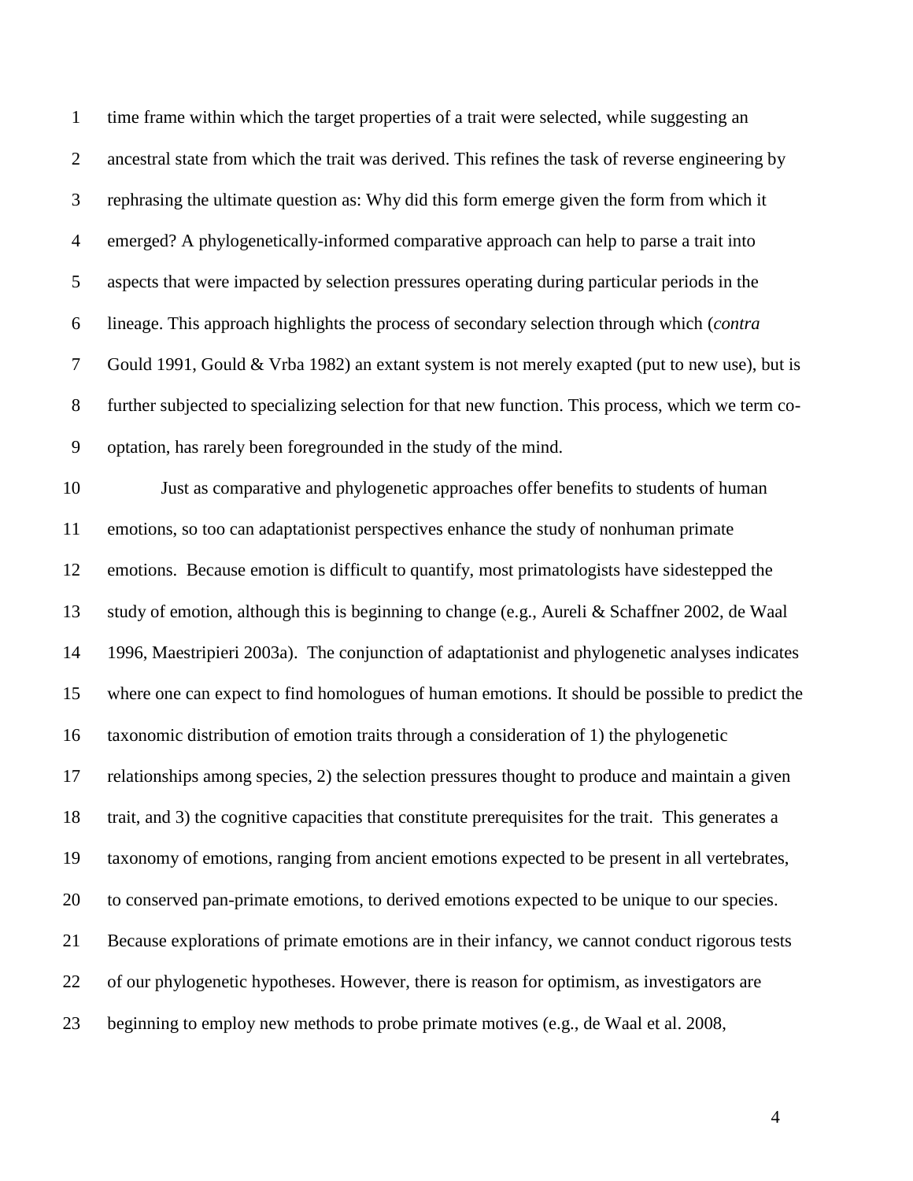time frame within which the target properties of a trait were selected, while suggesting an ancestral state from which the trait was derived. This refines the task of reverse engineering by rephrasing the ultimate question as: Why did this form emerge given the form from which it emerged? A phylogenetically-informed comparative approach can help to parse a trait into aspects that were impacted by selection pressures operating during particular periods in the lineage. This approach highlights the process of secondary selection through which (*contra* Gould 1991, Gould & Vrba 1982) an extant system is not merely exapted (put to new use), but is further subjected to specializing selection for that new function. This process, which we term co-optation, has rarely been foregrounded in the study of the mind.

Just as comparative and phylogenetic approaches offer benefits to students of human emotions, so too can adaptationist perspectives enhance the study of nonhuman primate emotions. Because emotion is difficult to quantify, most primatologists have sidestepped the study of emotion, although this is beginning to change (e.g., Aureli & Schaffner 2002, de Waal 1996, Maestripieri 2003a). The conjunction of adaptationist and phylogenetic analyses indicates where one can expect to find homologues of human emotions. It should be possible to predict the taxonomic distribution of emotion traits through a consideration of 1) the phylogenetic relationships among species, 2) the selection pressures thought to produce and maintain a given trait, and 3) the cognitive capacities that constitute prerequisites for the trait. This generates a taxonomy of emotions, ranging from ancient emotions expected to be present in all vertebrates, to conserved pan-primate emotions, to derived emotions expected to be unique to our species. Because explorations of primate emotions are in their infancy, we cannot conduct rigorous tests of our phylogenetic hypotheses. However, there is reason for optimism, as investigators are beginning to employ new methods to probe primate motives (e.g., de Waal et al. 2008,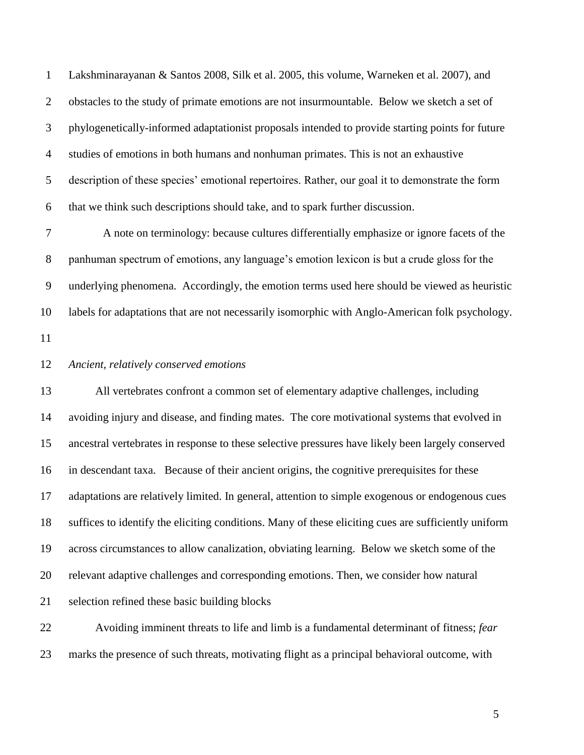Lakshminarayanan & Santos 2008, Silk et al. 2005, this volume, Warneken et al. 2007), and obstacles to the study of primate emotions are not insurmountable. Below we sketch a set of phylogenetically-informed adaptationist proposals intended to provide starting points for future studies of emotions in both humans and nonhuman primates. This is not an exhaustive description of these species' emotional repertoires. Rather, our goal it to demonstrate the form that we think such descriptions should take, and to spark further discussion.

A note on terminology: because cultures differentially emphasize or ignore facets of the panhuman spectrum of emotions, any language's emotion lexicon is but a crude gloss for the underlying phenomena. Accordingly, the emotion terms used here should be viewed as heuristic labels for adaptations that are not necessarily isomorphic with Anglo-American folk psychology.

*Ancient, relatively conserved emotions*

All vertebrates confront a common set of elementary adaptive challenges, including avoiding injury and disease, and finding mates. The core motivational systems that evolved in ancestral vertebrates in response to these selective pressures have likely been largely conserved in descendant taxa. Because of their ancient origins, the cognitive prerequisites for these adaptations are relatively limited. In general, attention to simple exogenous or endogenous cues suffices to identify the eliciting conditions. Many of these eliciting cues are sufficiently uniform across circumstances to allow canalization, obviating learning. Below we sketch some of the relevant adaptive challenges and corresponding emotions. Then, we consider how natural selection refined these basic building blocks

Avoiding imminent threats to life and limb is a fundamental determinant of fitness; *fear* marks the presence of such threats, motivating flight as a principal behavioral outcome, with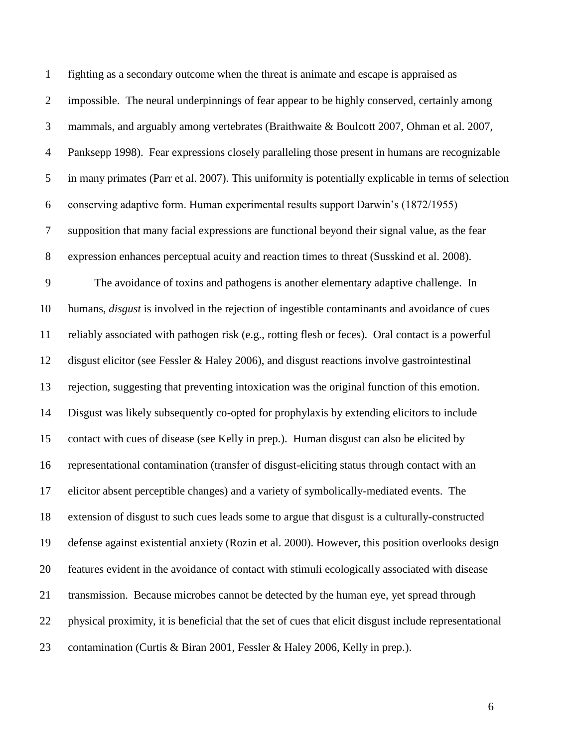fighting as a secondary outcome when the threat is animate and escape is appraised as impossible. The neural underpinnings of fear appear to be highly conserved, certainly among mammals, and arguably among vertebrates (Braithwaite & Boulcott 2007, Ohman et al. 2007, Panksepp 1998). Fear expressions closely paralleling those present in humans are recognizable in many primates (Parr et al. 2007). This uniformity is potentially explicable in terms of selection conserving adaptive form. Human experimental results support Darwin's (1872/1955) supposition that many facial expressions are functional beyond their signal value, as the fear expression enhances perceptual acuity and reaction times to threat (Susskind et al. 2008).

The avoidance of toxins and pathogens is another elementary adaptive challenge. In humans, *disgust* is involved in the rejection of ingestible contaminants and avoidance of cues reliably associated with pathogen risk (e.g., rotting flesh or feces). Oral contact is a powerful disgust elicitor (see Fessler & Haley 2006), and disgust reactions involve gastrointestinal rejection, suggesting that preventing intoxication was the original function of this emotion. Disgust was likely subsequently co-opted for prophylaxis by extending elicitors to include contact with cues of disease (see Kelly in prep.). Human disgust can also be elicited by representational contamination (transfer of disgust-eliciting status through contact with an elicitor absent perceptible changes) and a variety of symbolically-mediated events. The extension of disgust to such cues leads some to argue that disgust is a culturally-constructed defense against existential anxiety (Rozin et al. 2000). However, this position overlooks design features evident in the avoidance of contact with stimuli ecologically associated with disease transmission. Because microbes cannot be detected by the human eye, yet spread through physical proximity, it is beneficial that the set of cues that elicit disgust include representational contamination (Curtis & Biran 2001, Fessler & Haley 2006, Kelly in prep.).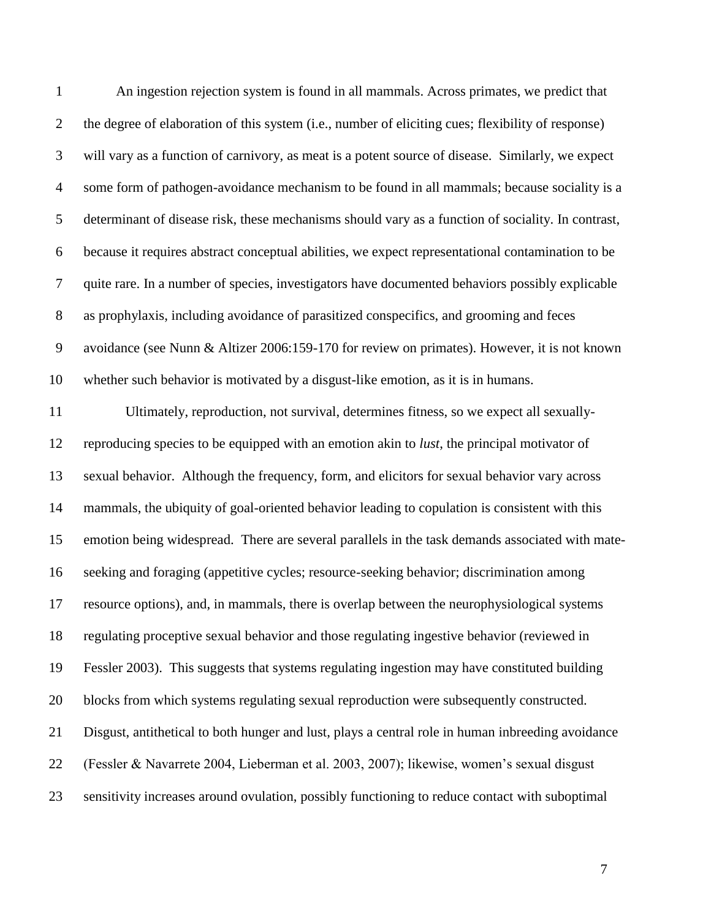An ingestion rejection system is found in all mammals. Across primates, we predict that the degree of elaboration of this system (i.e., number of eliciting cues; flexibility of response) will vary as a function of carnivory, as meat is a potent source of disease. Similarly, we expect some form of pathogen-avoidance mechanism to be found in all mammals; because sociality is a determinant of disease risk, these mechanisms should vary as a function of sociality. In contrast, because it requires abstract conceptual abilities, we expect representational contamination to be quite rare. In a number of species, investigators have documented behaviors possibly explicable as prophylaxis, including avoidance of parasitized conspecifics, and grooming and feces avoidance (see Nunn & Altizer 2006:159-170 for review on primates). However, it is not known whether such behavior is motivated by a disgust-like emotion, as it is in humans.

Ultimately, reproduction, not survival, determines fitness, so we expect all sexually-reproducing species to be equipped with an emotion akin to *lust*, the principal motivator of sexual behavior. Although the frequency, form, and elicitors for sexual behavior vary across mammals, the ubiquity of goal-oriented behavior leading to copulation is consistent with this emotion being widespread. There are several parallels in the task demands associated with mate-seeking and foraging (appetitive cycles; resource-seeking behavior; discrimination among resource options), and, in mammals, there is overlap between the neurophysiological systems regulating proceptive sexual behavior and those regulating ingestive behavior (reviewed in Fessler 2003). This suggests that systems regulating ingestion may have constituted building blocks from which systems regulating sexual reproduction were subsequently constructed. Disgust, antithetical to both hunger and lust, plays a central role in human inbreeding avoidance (Fessler & Navarrete 2004, Lieberman et al. 2003, 2007); likewise, women's sexual disgust sensitivity increases around ovulation, possibly functioning to reduce contact with suboptimal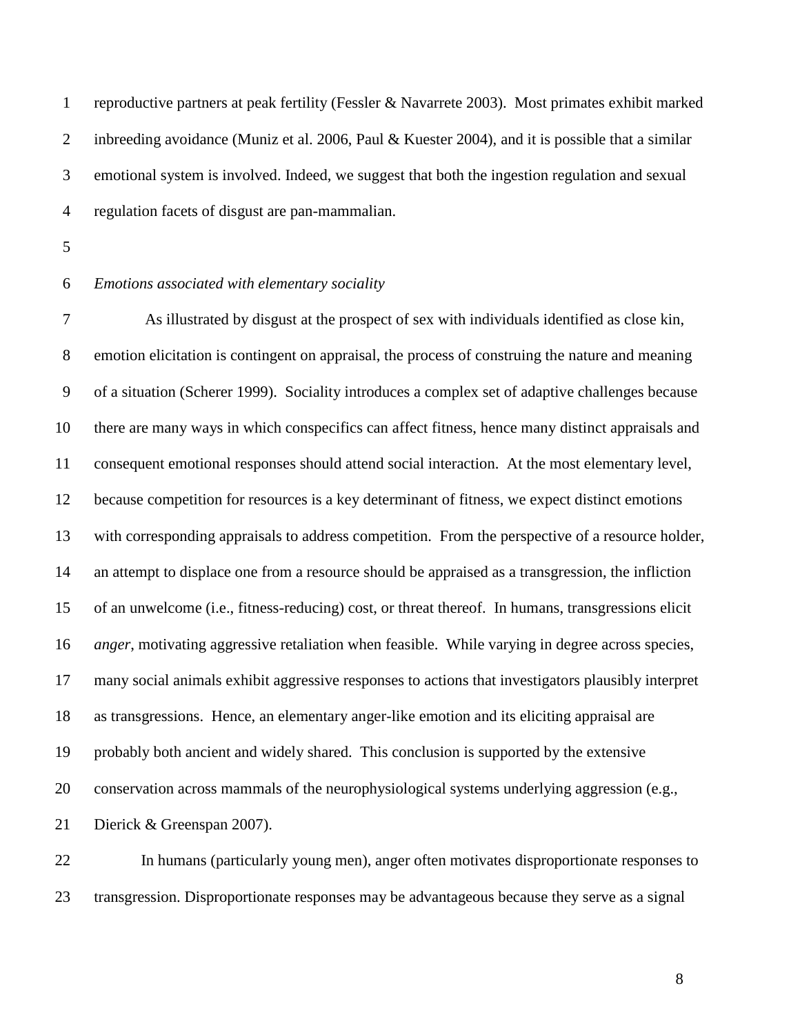reproductive partners at peak fertility (Fessler & Navarrete 2003). Most primates exhibit marked inbreeding avoidance (Muniz et al. 2006, Paul & Kuester 2004), and it is possible that a similar emotional system is involved. Indeed, we suggest that both the ingestion regulation and sexual regulation facets of disgust are pan-mammalian.

*Emotions associated with elementary sociality*

As illustrated by disgust at the prospect of sex with individuals identified as close kin, emotion elicitation is contingent on appraisal, the process of construing the nature and meaning of a situation (Scherer 1999). Sociality introduces a complex set of adaptive challenges because there are many ways in which conspecifics can affect fitness, hence many distinct appraisals and consequent emotional responses should attend social interaction. At the most elementary level, because competition for resources is a key determinant of fitness, we expect distinct emotions with corresponding appraisals to address competition. From the perspective of a resource holder, an attempt to displace one from a resource should be appraised as a transgression, the infliction of an unwelcome (i.e., fitness-reducing) cost, or threat thereof. In humans, transgressions elicit *anger*, motivating aggressive retaliation when feasible. While varying in degree across species, many social animals exhibit aggressive responses to actions that investigators plausibly interpret as transgressions. Hence, an elementary anger-like emotion and its eliciting appraisal are probably both ancient and widely shared. This conclusion is supported by the extensive conservation across mammals of the neurophysiological systems underlying aggression (e.g., Dierick & Greenspan 2007).

In humans (particularly young men), anger often motivates disproportionate responses to transgression. Disproportionate responses may be advantageous because they serve as a signal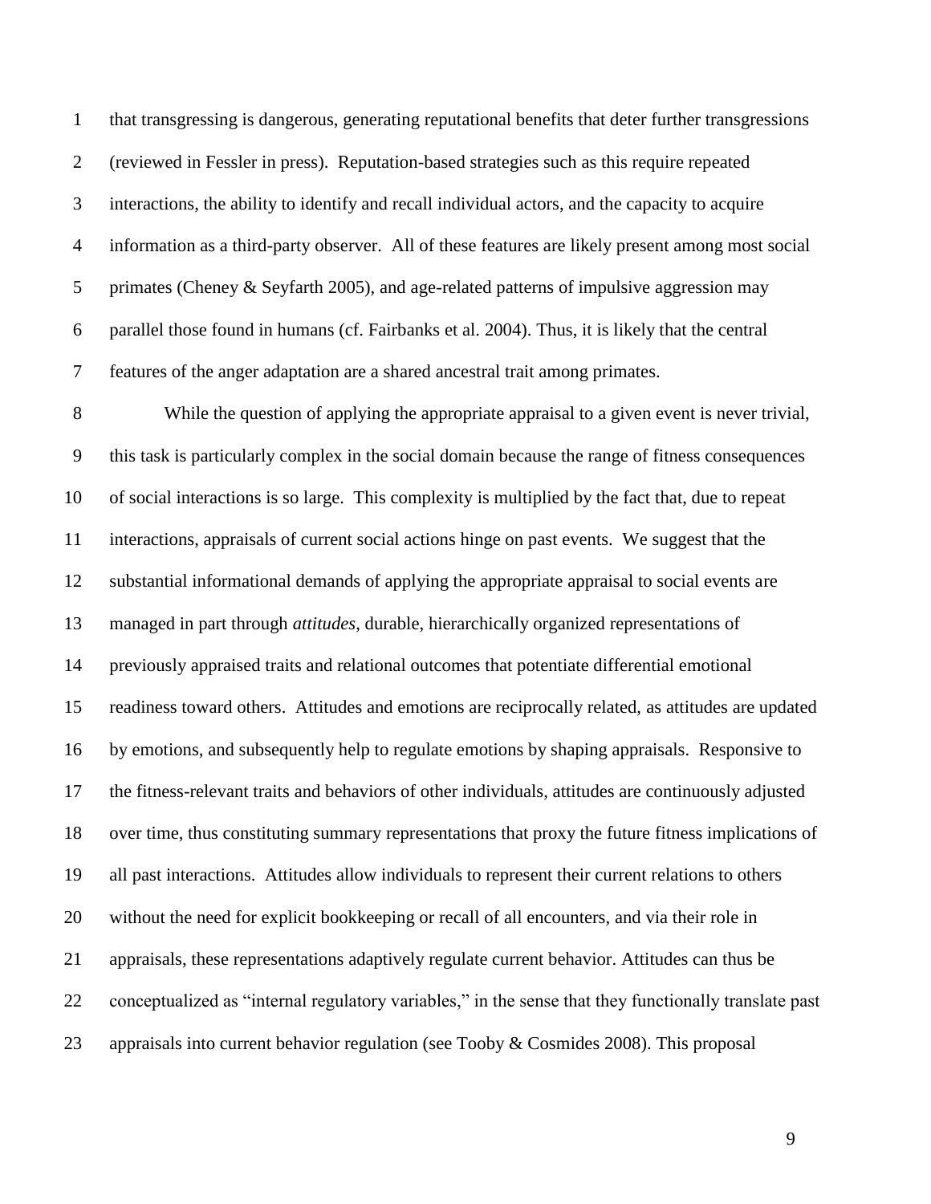that transgressing is dangerous, generating reputational benefits that deter further transgressions (reviewed in Fessler in press). Reputation-based strategies such as this require repeated interactions, the ability to identify and recall individual actors, and the capacity to acquire information as a third-party observer. All of these features are likely present among most social primates (Cheney & Seyfarth 2005), and age-related patterns of impulsive aggression may parallel those found in humans (cf. Fairbanks et al. 2004). Thus, it is likely that the central features of the anger adaptation are a shared ancestral trait among primates.

While the question of applying the appropriate appraisal to a given event is never trivial, this task is particularly complex in the social domain because the range of fitness consequences of social interactions is so large. This complexity is multiplied by the fact that, due to repeat interactions, appraisals of current social actions hinge on past events. We suggest that the substantial informational demands of applying the appropriate appraisal to social events are managed in part through *attitudes*, durable, hierarchically organized representations of previously appraised traits and relational outcomes that potentiate differential emotional readiness toward others. Attitudes and emotions are reciprocally related, as attitudes are updated by emotions, and subsequently help to regulate emotions by shaping appraisals. Responsive to the fitness-relevant traits and behaviors of other individuals, attitudes are continuously adjusted over time, thus constituting summary representations that proxy the future fitness implications of all past interactions. Attitudes allow individuals to represent their current relations to others without the need for explicit bookkeeping or recall of all encounters, and via their role in appraisals, these representations adaptively regulate current behavior. Attitudes can thus be conceptualized as "internal regulatory variables," in the sense that they functionally translate past appraisals into current behavior regulation (see Tooby & Cosmides 2008). This proposal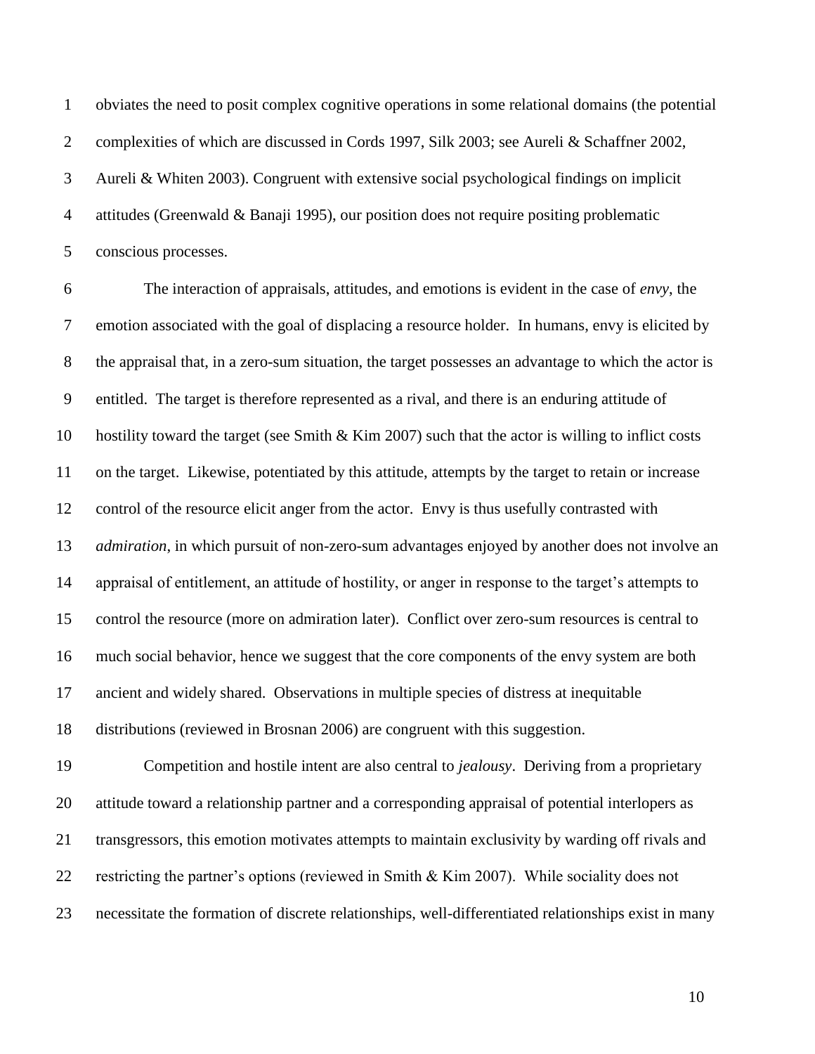obviates the need to posit complex cognitive operations in some relational domains (the potential complexities of which are discussed in Cords 1997, Silk 2003; see Aureli & Schaffner 2002, Aureli & Whiten 2003). Congruent with extensive social psychological findings on implicit attitudes (Greenwald & Banaji 1995), our position does not require positing problematic conscious processes.

The interaction of appraisals, attitudes, and emotions is evident in the case of *envy*, the emotion associated with the goal of displacing a resource holder. In humans, envy is elicited by the appraisal that, in a zero-sum situation, the target possesses an advantage to which the actor is entitled. The target is therefore represented as a rival, and there is an enduring attitude of hostility toward the target (see Smith & Kim 2007) such that the actor is willing to inflict costs on the target. Likewise, potentiated by this attitude, attempts by the target to retain or increase control of the resource elicit anger from the actor. Envy is thus usefully contrasted with *admiration*, in which pursuit of non-zero-sum advantages enjoyed by another does not involve an appraisal of entitlement, an attitude of hostility, or anger in response to the target's attempts to control the resource (more on admiration later). Conflict over zero-sum resources is central to much social behavior, hence we suggest that the core components of the envy system are both ancient and widely shared. Observations in multiple species of distress at inequitable distributions (reviewed in Brosnan 2006) are congruent with this suggestion.

Competition and hostile intent are also central to *jealousy*. Deriving from a proprietary attitude toward a relationship partner and a corresponding appraisal of potential interlopers as transgressors, this emotion motivates attempts to maintain exclusivity by warding off rivals and restricting the partner's options (reviewed in Smith & Kim 2007). While sociality does not necessitate the formation of discrete relationships, well-differentiated relationships exist in many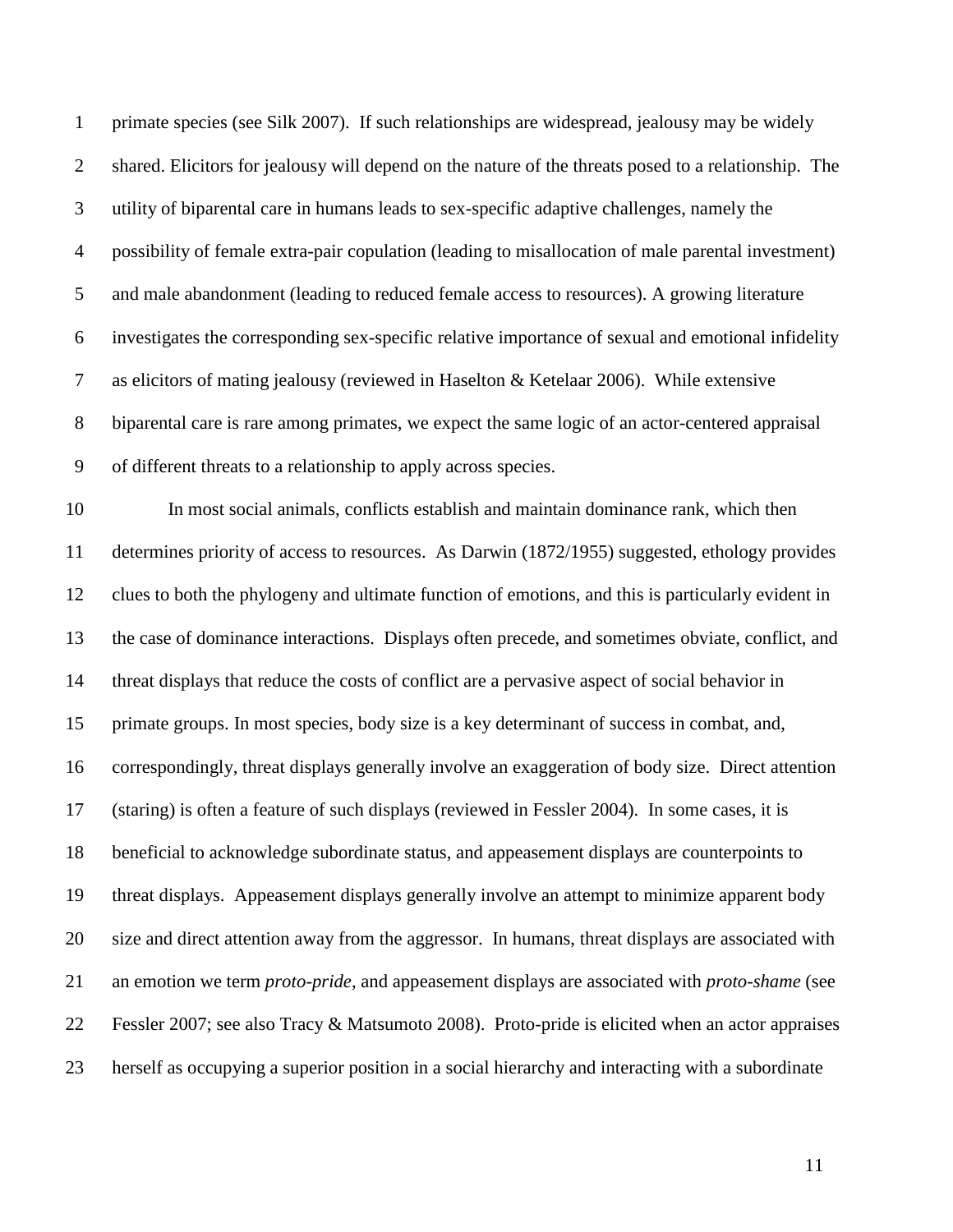primate species (see Silk 2007). If such relationships are widespread, jealousy may be widely shared. Elicitors for jealousy will depend on the nature of the threats posed to a relationship. The utility of biparental care in humans leads to sex-specific adaptive challenges, namely the possibility of female extra-pair copulation (leading to misallocation of male parental investment) and male abandonment (leading to reduced female access to resources). A growing literature investigates the corresponding sex-specific relative importance of sexual and emotional infidelity as elicitors of mating jealousy (reviewed in Haselton & Ketelaar 2006). While extensive biparental care is rare among primates, we expect the same logic of an actor-centered appraisal of different threats to a relationship to apply across species.

In most social animals, conflicts establish and maintain dominance rank, which then determines priority of access to resources. As Darwin (1872/1955) suggested, ethology provides clues to both the phylogeny and ultimate function of emotions, and this is particularly evident in the case of dominance interactions. Displays often precede, and sometimes obviate, conflict, and threat displays that reduce the costs of conflict are a pervasive aspect of social behavior in primate groups. In most species, body size is a key determinant of success in combat, and, correspondingly, threat displays generally involve an exaggeration of body size. Direct attention (staring) is often a feature of such displays (reviewed in Fessler 2004). In some cases, it is beneficial to acknowledge subordinate status, and appeasement displays are counterpoints to threat displays. Appeasement displays generally involve an attempt to minimize apparent body size and direct attention away from the aggressor. In humans, threat displays are associated with an emotion we term *proto-pride*, and appeasement displays are associated with *proto-shame* (see Fessler 2007; see also Tracy & Matsumoto 2008). Proto-pride is elicited when an actor appraises herself as occupying a superior position in a social hierarchy and interacting with a subordinate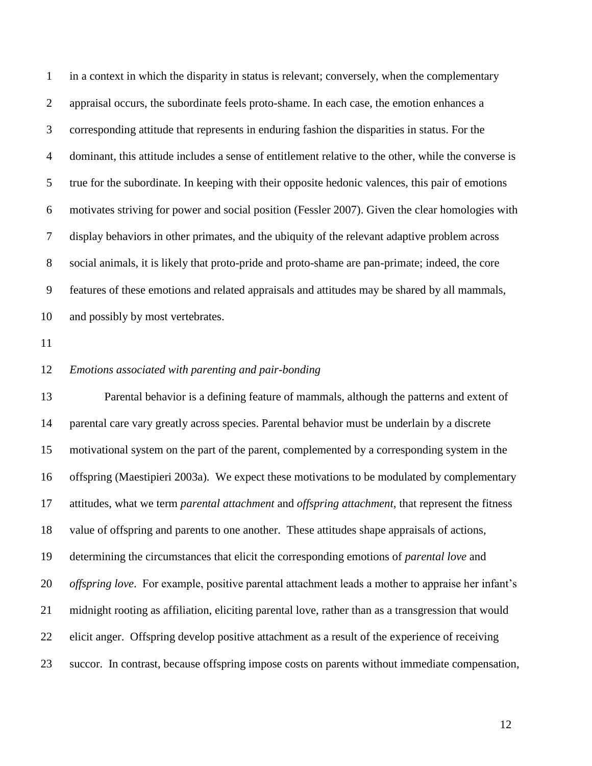in a context in which the disparity in status is relevant; conversely, when the complementary appraisal occurs, the subordinate feels proto-shame. In each case, the emotion enhances a corresponding attitude that represents in enduring fashion the disparities in status. For the dominant, this attitude includes a sense of entitlement relative to the other, while the converse is true for the subordinate. In keeping with their opposite hedonic valences, this pair of emotions motivates striving for power and social position (Fessler 2007). Given the clear homologies with display behaviors in other primates, and the ubiquity of the relevant adaptive problem across social animals, it is likely that proto-pride and proto-shame are pan-primate; indeed, the core features of these emotions and related appraisals and attitudes may be shared by all mammals, and possibly by most vertebrates.

*Emotions associated with parenting and pair-bonding*

Parental behavior is a defining feature of mammals, although the patterns and extent of parental care vary greatly across species. Parental behavior must be underlain by a discrete motivational system on the part of the parent, complemented by a corresponding system in the offspring (Maestipieri 2003a). We expect these motivations to be modulated by complementary attitudes, what we term *parental attachment* and *offspring attachment*, that represent the fitness value of offspring and parents to one another. These attitudes shape appraisals of actions, determining the circumstances that elicit the corresponding emotions of *parental love* and *offspring love*. For example, positive parental attachment leads a mother to appraise her infant's midnight rooting as affiliation, eliciting parental love, rather than as a transgression that would elicit anger. Offspring develop positive attachment as a result of the experience of receiving succor. In contrast, because offspring impose costs on parents without immediate compensation,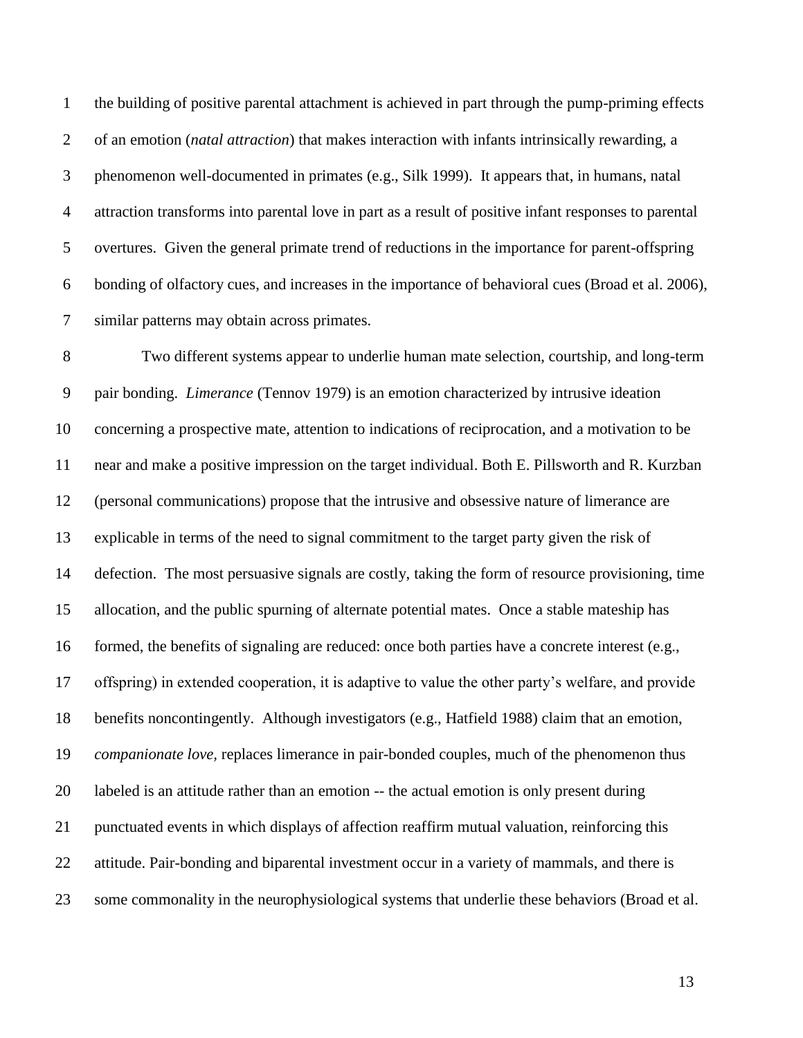the building of positive parental attachment is achieved in part through the pump-priming effects of an emotion (*natal attraction*) that makes interaction with infants intrinsically rewarding, a phenomenon well-documented in primates (e.g., Silk 1999). It appears that, in humans, natal attraction transforms into parental love in part as a result of positive infant responses to parental overtures. Given the general primate trend of reductions in the importance for parent-offspring bonding of olfactory cues, and increases in the importance of behavioral cues (Broad et al. 2006), similar patterns may obtain across primates.

Two different systems appear to underlie human mate selection, courtship, and long-term pair bonding. *Limerance* (Tennov 1979) is an emotion characterized by intrusive ideation concerning a prospective mate, attention to indications of reciprocation, and a motivation to be near and make a positive impression on the target individual. Both E. Pillsworth and R. Kurzban (personal communications) propose that the intrusive and obsessive nature of limerance are explicable in terms of the need to signal commitment to the target party given the risk of defection. The most persuasive signals are costly, taking the form of resource provisioning, time allocation, and the public spurning of alternate potential mates. Once a stable mateship has formed, the benefits of signaling are reduced: once both parties have a concrete interest (e.g., offspring) in extended cooperation, it is adaptive to value the other party's welfare, and provide benefits noncontingently. Although investigators (e.g., Hatfield 1988) claim that an emotion, *companionate love,* replaces limerance in pair-bonded couples, much of the phenomenon thus labeled is an attitude rather than an emotion -- the actual emotion is only present during punctuated events in which displays of affection reaffirm mutual valuation, reinforcing this attitude. Pair-bonding and biparental investment occur in a variety of mammals, and there is some commonality in the neurophysiological systems that underlie these behaviors (Broad et al.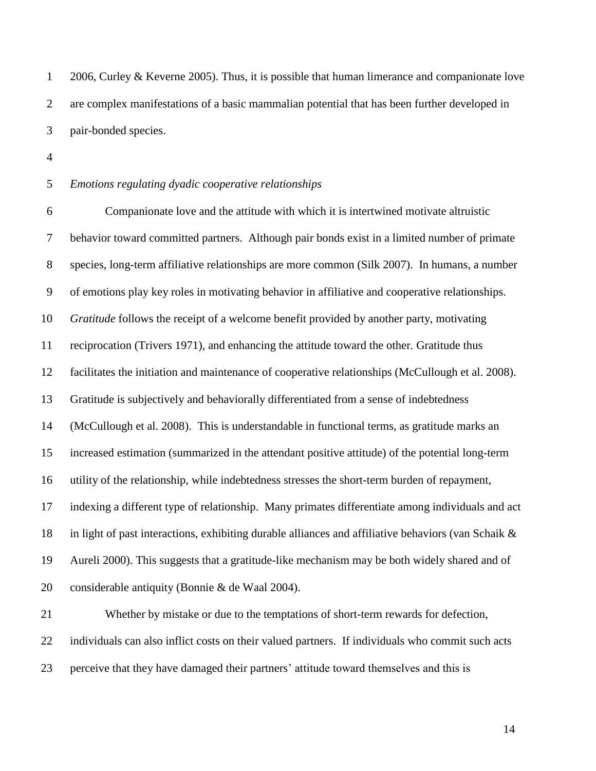2006, Curley & Keverne 2005). Thus, it is possible that human limerance and companionate love are complex manifestations of a basic mammalian potential that has been further developed in pair-bonded species.

*Emotions regulating dyadic cooperative relationships*

Companionate love and the attitude with which it is intertwined motivate altruistic behavior toward committed partners. Although pair bonds exist in a limited number of primate species, long-term affiliative relationships are more common (Silk 2007). In humans, a number of emotions play key roles in motivating behavior in affiliative and cooperative relationships. *Gratitude* follows the receipt of a welcome benefit provided by another party, motivating reciprocation (Trivers 1971), and enhancing the attitude toward the other. Gratitude thus facilitates the initiation and maintenance of cooperative relationships (McCullough et al. 2008). Gratitude is subjectively and behaviorally differentiated from a sense of indebtedness (McCullough et al. 2008). This is understandable in functional terms, as gratitude marks an increased estimation (summarized in the attendant positive attitude) of the potential long-term utility of the relationship, while indebtedness stresses the short-term burden of repayment, indexing a different type of relationship. Many primates differentiate among individuals and act in light of past interactions, exhibiting durable alliances and affiliative behaviors (van Schaik & Aureli 2000). This suggests that a gratitude-like mechanism may be both widely shared and of considerable antiquity (Bonnie & de Waal 2004).

Whether by mistake or due to the temptations of short-term rewards for defection, individuals can also inflict costs on their valued partners. If individuals who commit such acts perceive that they have damaged their partners' attitude toward themselves and this is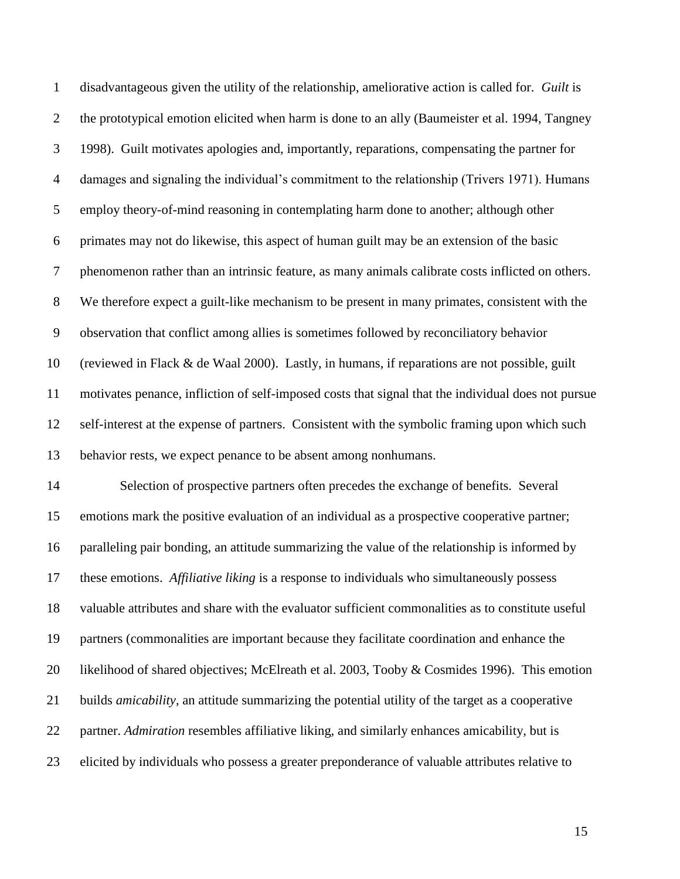disadvantageous given the utility of the relationship, ameliorative action is called for. *Guilt* is the prototypical emotion elicited when harm is done to an ally (Baumeister et al. 1994, Tangney 1998). Guilt motivates apologies and, importantly, reparations, compensating the partner for damages and signaling the individual's commitment to the relationship (Trivers 1971). Humans employ theory-of-mind reasoning in contemplating harm done to another; although other primates may not do likewise, this aspect of human guilt may be an extension of the basic phenomenon rather than an intrinsic feature, as many animals calibrate costs inflicted on others. We therefore expect a guilt-like mechanism to be present in many primates, consistent with the observation that conflict among allies is sometimes followed by reconciliatory behavior (reviewed in Flack & de Waal 2000). Lastly, in humans, if reparations are not possible, guilt motivates penance, infliction of self-imposed costs that signal that the individual does not pursue self-interest at the expense of partners. Consistent with the symbolic framing upon which such behavior rests, we expect penance to be absent among nonhumans.

Selection of prospective partners often precedes the exchange of benefits. Several emotions mark the positive evaluation of an individual as a prospective cooperative partner; paralleling pair bonding, an attitude summarizing the value of the relationship is informed by these emotions. *Affiliative liking* is a response to individuals who simultaneously possess valuable attributes and share with the evaluator sufficient commonalities as to constitute useful partners (commonalities are important because they facilitate coordination and enhance the likelihood of shared objectives; McElreath et al. 2003, Tooby & Cosmides 1996). This emotion builds *amicability*, an attitude summarizing the potential utility of the target as a cooperative partner. *Admiration* resembles affiliative liking, and similarly enhances amicability, but is elicited by individuals who possess a greater preponderance of valuable attributes relative to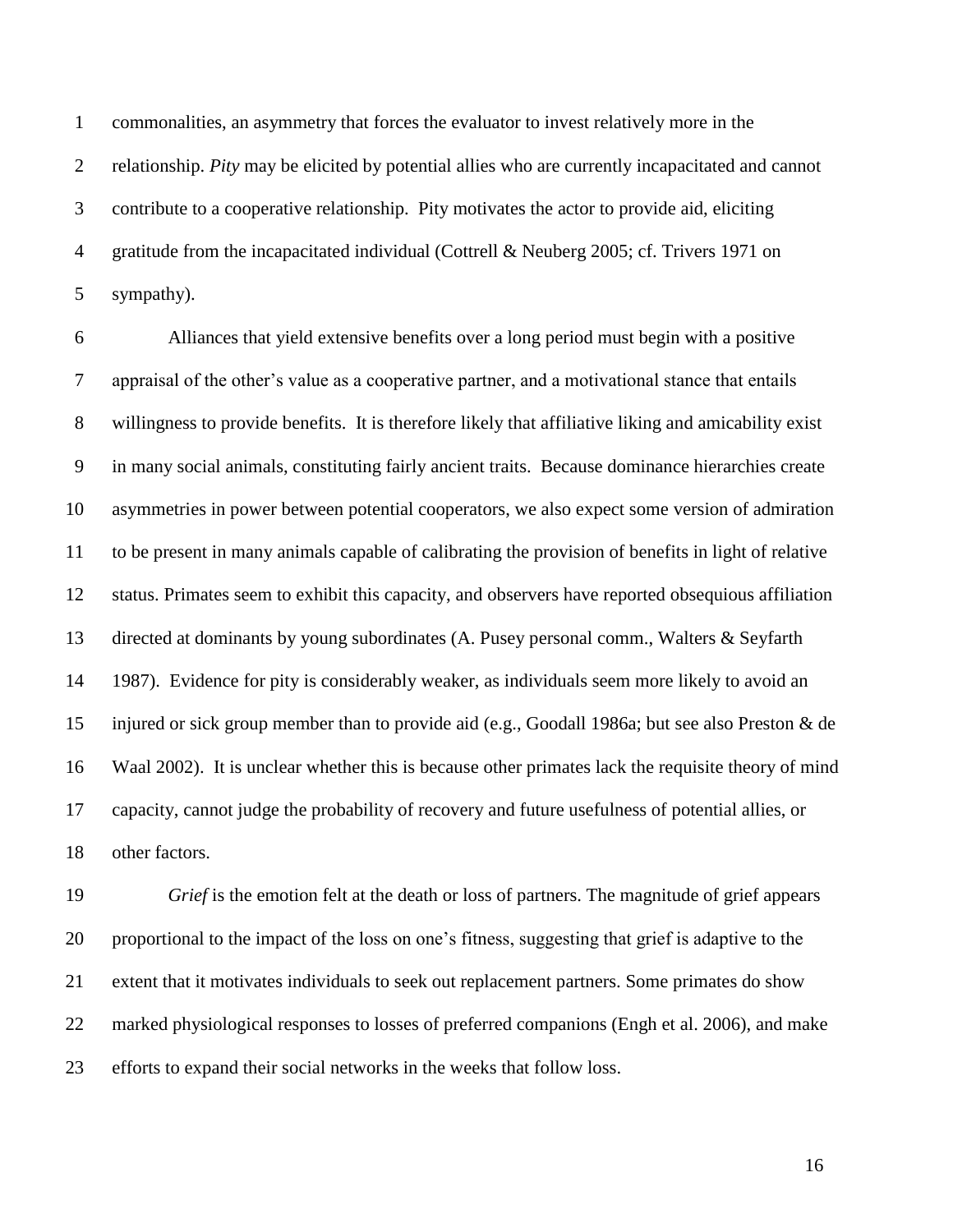commonalities, an asymmetry that forces the evaluator to invest relatively more in the relationship. *Pity* may be elicited by potential allies who are currently incapacitated and cannot contribute to a cooperative relationship. Pity motivates the actor to provide aid, eliciting gratitude from the incapacitated individual (Cottrell & Neuberg 2005; cf. Trivers 1971 on sympathy).

Alliances that yield extensive benefits over a long period must begin with a positive appraisal of the other's value as a cooperative partner, and a motivational stance that entails willingness to provide benefits. It is therefore likely that affiliative liking and amicability exist in many social animals, constituting fairly ancient traits. Because dominance hierarchies create asymmetries in power between potential cooperators, we also expect some version of admiration to be present in many animals capable of calibrating the provision of benefits in light of relative status. Primates seem to exhibit this capacity, and observers have reported obsequious affiliation directed at dominants by young subordinates (A. Pusey personal comm., Walters & Seyfarth 1987). Evidence for pity is considerably weaker, as individuals seem more likely to avoid an injured or sick group member than to provide aid (e.g., Goodall 1986a; but see also Preston & de Waal 2002). It is unclear whether this is because other primates lack the requisite theory of mind capacity, cannot judge the probability of recovery and future usefulness of potential allies, or other factors.

*Grief* is the emotion felt at the death or loss of partners. The magnitude of grief appears proportional to the impact of the loss on one's fitness, suggesting that grief is adaptive to the extent that it motivates individuals to seek out replacement partners. Some primates do show marked physiological responses to losses of preferred companions (Engh et al. 2006), and make efforts to expand their social networks in the weeks that follow loss.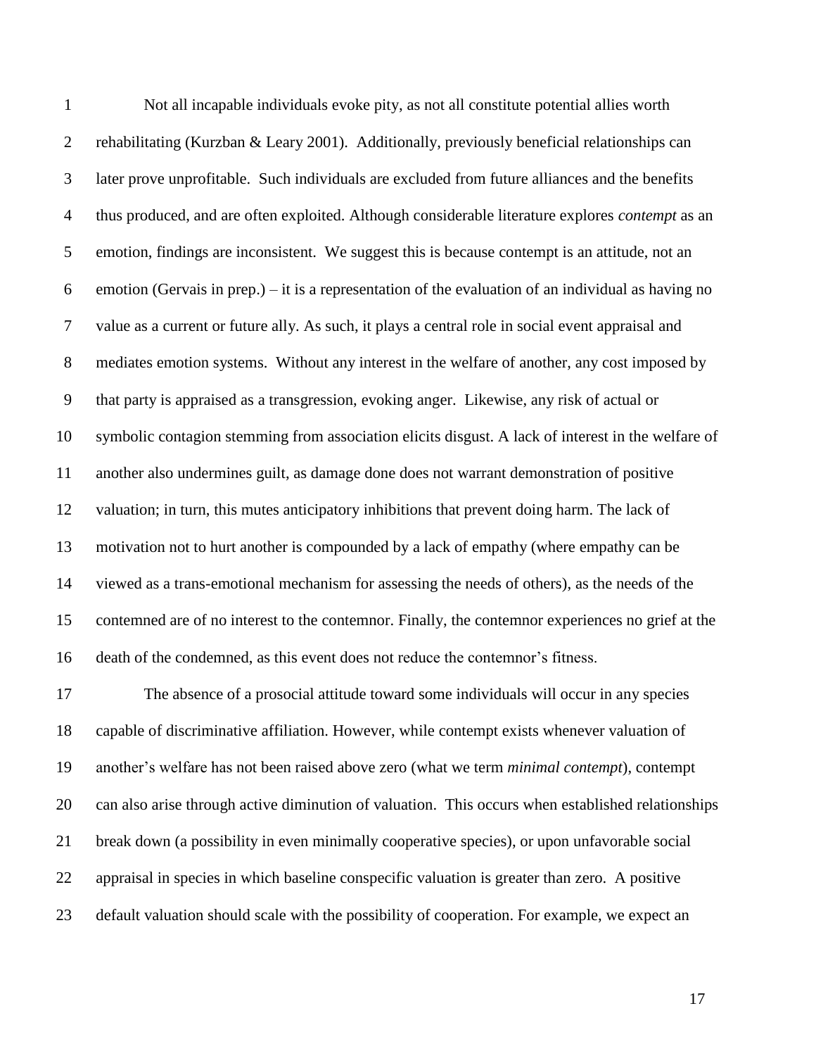Not all incapable individuals evoke pity, as not all constitute potential allies worth rehabilitating (Kurzban & Leary 2001). Additionally, previously beneficial relationships can later prove unprofitable. Such individuals are excluded from future alliances and the benefits thus produced, and are often exploited. Although considerable literature explores *contempt* as an emotion, findings are inconsistent. We suggest this is because contempt is an attitude, not an emotion (Gervais in prep.) – it is a representation of the evaluation of an individual as having no value as a current or future ally. As such, it plays a central role in social event appraisal and mediates emotion systems. Without any interest in the welfare of another, any cost imposed by that party is appraised as a transgression, evoking anger. Likewise, any risk of actual or symbolic contagion stemming from association elicits disgust. A lack of interest in the welfare of another also undermines guilt, as damage done does not warrant demonstration of positive valuation; in turn, this mutes anticipatory inhibitions that prevent doing harm. The lack of motivation not to hurt another is compounded by a lack of empathy (where empathy can be viewed as a trans-emotional mechanism for assessing the needs of others), as the needs of the contemned are of no interest to the contemnor. Finally, the contemnor experiences no grief at the death of the condemned, as this event does not reduce the contemnor's fitness.

The absence of a prosocial attitude toward some individuals will occur in any species capable of discriminative affiliation. However, while contempt exists whenever valuation of another's welfare has not been raised above zero (what we term *minimal contempt*), contempt can also arise through active diminution of valuation. This occurs when established relationships break down (a possibility in even minimally cooperative species), or upon unfavorable social appraisal in species in which baseline conspecific valuation is greater than zero. A positive default valuation should scale with the possibility of cooperation. For example, we expect an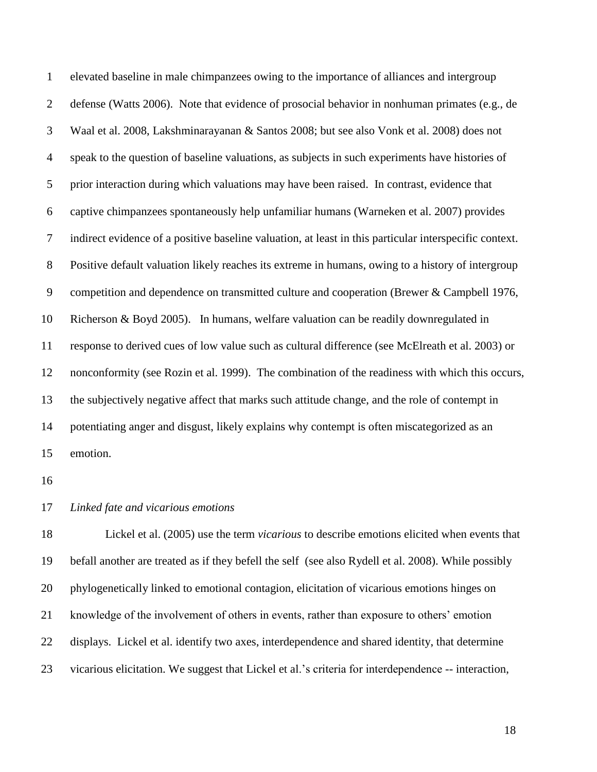elevated baseline in male chimpanzees owing to the importance of alliances and intergroup defense (Watts 2006). Note that evidence of prosocial behavior in nonhuman primates (e.g., de Waal et al. 2008, Lakshminarayanan & Santos 2008; but see also Vonk et al. 2008) does not speak to the question of baseline valuations, as subjects in such experiments have histories of prior interaction during which valuations may have been raised. In contrast, evidence that captive chimpanzees spontaneously help unfamiliar humans (Warneken et al. 2007) provides indirect evidence of a positive baseline valuation, at least in this particular interspecific context. Positive default valuation likely reaches its extreme in humans, owing to a history of intergroup competition and dependence on transmitted culture and cooperation (Brewer & Campbell 1976, Richerson & Boyd 2005). In humans, welfare valuation can be readily downregulated in response to derived cues of low value such as cultural difference (see McElreath et al. 2003) or nonconformity (see Rozin et al. 1999). The combination of the readiness with which this occurs, the subjectively negative affect that marks such attitude change, and the role of contempt in potentiating anger and disgust, likely explains why contempt is often miscategorized as an emotion.

*Linked fate and vicarious emotions*

Lickel et al. (2005) use the term *vicarious* to describe emotions elicited when events that befall another are treated as if they befell the self (see also Rydell et al. 2008). While possibly phylogenetically linked to emotional contagion, elicitation of vicarious emotions hinges on knowledge of the involvement of others in events, rather than exposure to others' emotion displays. Lickel et al. identify two axes, interdependence and shared identity, that determine vicarious elicitation. We suggest that Lickel et al.'s criteria for interdependence -- interaction,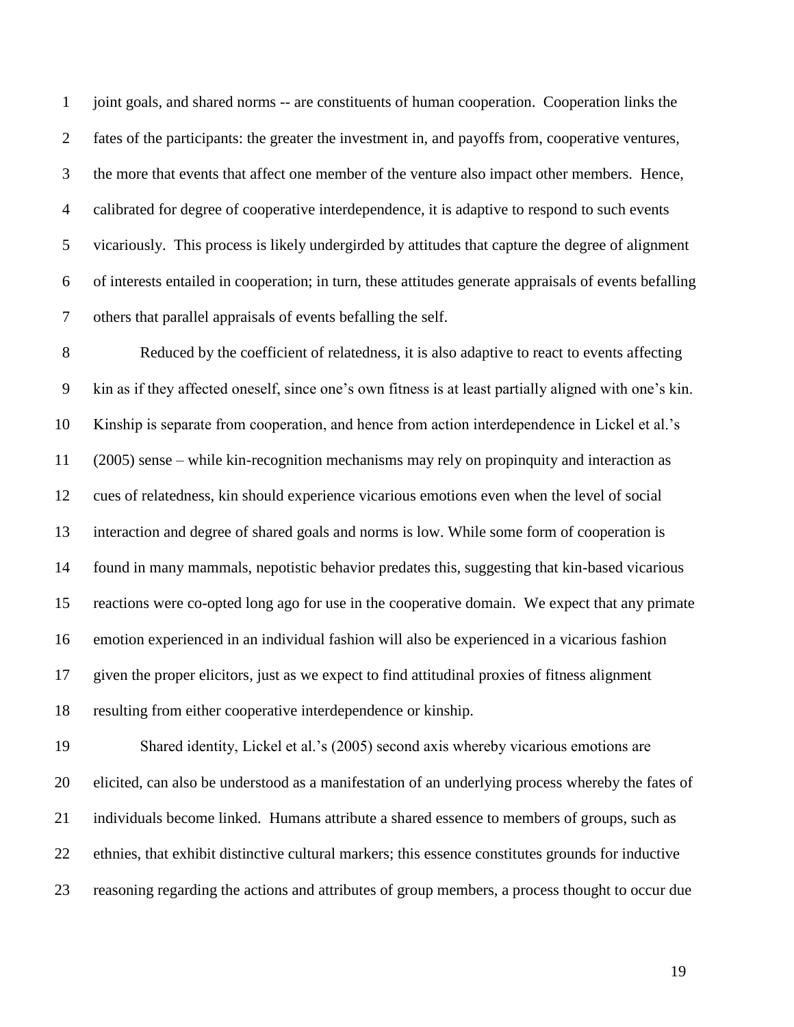joint goals, and shared norms -- are constituents of human cooperation. Cooperation links the fates of the participants: the greater the investment in, and payoffs from, cooperative ventures, the more that events that affect one member of the venture also impact other members. Hence, calibrated for degree of cooperative interdependence, it is adaptive to respond to such events vicariously. This process is likely undergirded by attitudes that capture the degree of alignment of interests entailed in cooperation; in turn, these attitudes generate appraisals of events befalling others that parallel appraisals of events befalling the self.

Reduced by the coefficient of relatedness, it is also adaptive to react to events affecting kin as if they affected oneself, since one's own fitness is at least partially aligned with one's kin. Kinship is separate from cooperation, and hence from action interdependence in Lickel et al.'s (2005) sense – while kin-recognition mechanisms may rely on propinquity and interaction as cues of relatedness, kin should experience vicarious emotions even when the level of social interaction and degree of shared goals and norms is low. While some form of cooperation is found in many mammals, nepotistic behavior predates this, suggesting that kin-based vicarious reactions were co-opted long ago for use in the cooperative domain. We expect that any primate emotion experienced in an individual fashion will also be experienced in a vicarious fashion given the proper elicitors, just as we expect to find attitudinal proxies of fitness alignment resulting from either cooperative interdependence or kinship.

Shared identity, Lickel et al.'s (2005) second axis whereby vicarious emotions are elicited, can also be understood as a manifestation of an underlying process whereby the fates of individuals become linked. Humans attribute a shared essence to members of groups, such as ethnies, that exhibit distinctive cultural markers; this essence constitutes grounds for inductive reasoning regarding the actions and attributes of group members, a process thought to occur due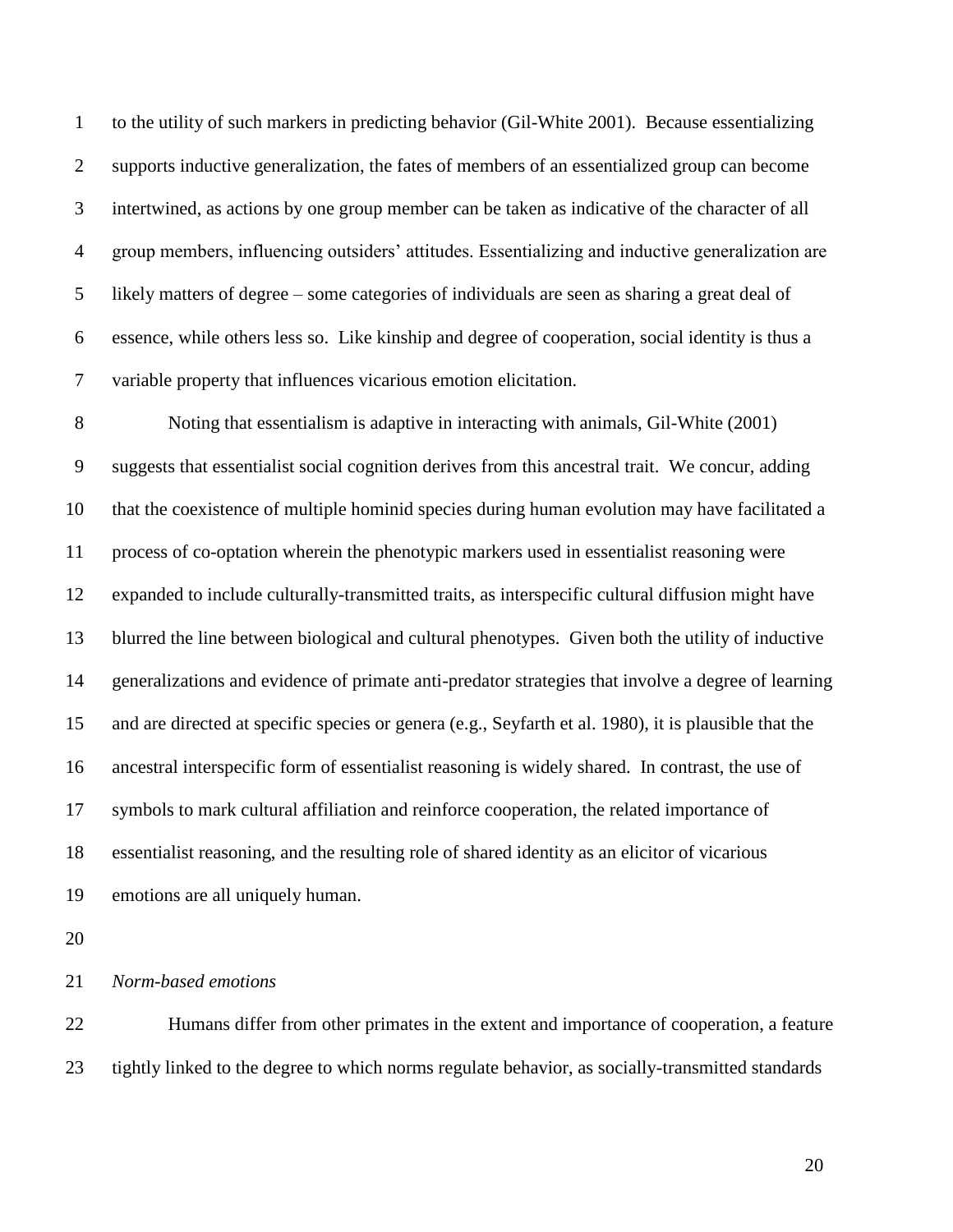to the utility of such markers in predicting behavior (Gil-White 2001). Because essentializing supports inductive generalization, the fates of members of an essentialized group can become intertwined, as actions by one group member can be taken as indicative of the character of all group members, influencing outsiders' attitudes. Essentializing and inductive generalization are likely matters of degree – some categories of individuals are seen as sharing a great deal of essence, while others less so. Like kinship and degree of cooperation, social identity is thus a variable property that influences vicarious emotion elicitation.

Noting that essentialism is adaptive in interacting with animals, Gil-White (2001) suggests that essentialist social cognition derives from this ancestral trait. We concur, adding that the coexistence of multiple hominid species during human evolution may have facilitated a process of co-optation wherein the phenotypic markers used in essentialist reasoning were expanded to include culturally-transmitted traits, as interspecific cultural diffusion might have blurred the line between biological and cultural phenotypes. Given both the utility of inductive generalizations and evidence of primate anti-predator strategies that involve a degree of learning and are directed at specific species or genera (e.g., Seyfarth et al. 1980), it is plausible that the ancestral interspecific form of essentialist reasoning is widely shared. In contrast, the use of symbols to mark cultural affiliation and reinforce cooperation, the related importance of essentialist reasoning, and the resulting role of shared identity as an elicitor of vicarious emotions are all uniquely human.

*Norm-based emotions*

Humans differ from other primates in the extent and importance of cooperation, a feature tightly linked to the degree to which norms regulate behavior, as socially-transmitted standards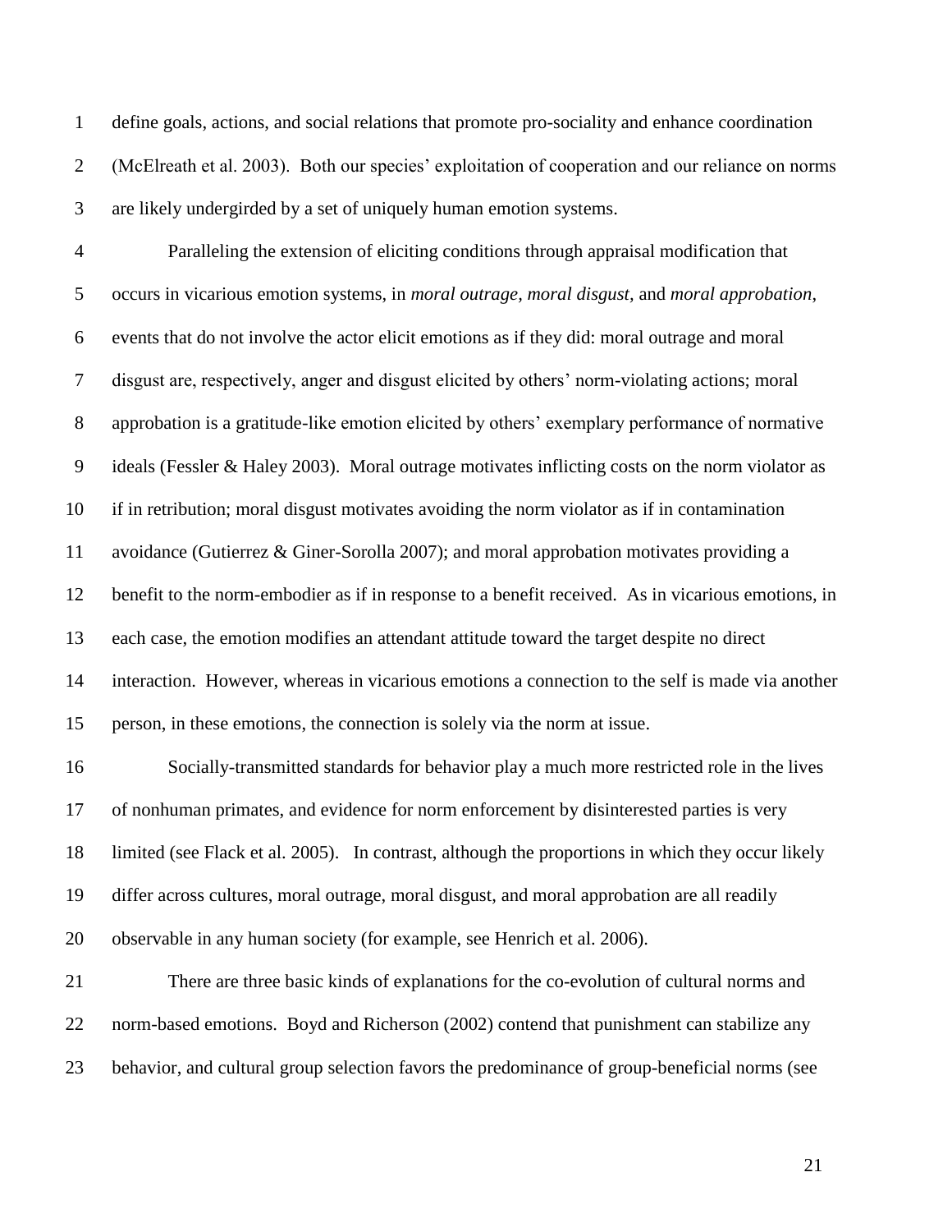define goals, actions, and social relations that promote pro-sociality and enhance coordination (McElreath et al. 2003). Both our species' exploitation of cooperation and our reliance on norms are likely undergirded by a set of uniquely human emotion systems.

Paralleling the extension of eliciting conditions through appraisal modification that occurs in vicarious emotion systems, in *moral outrage, moral disgust,* and *moral approbation*, events that do not involve the actor elicit emotions as if they did: moral outrage and moral disgust are, respectively, anger and disgust elicited by others' norm-violating actions; moral approbation is a gratitude-like emotion elicited by others' exemplary performance of normative ideals (Fessler & Haley 2003). Moral outrage motivates inflicting costs on the norm violator as if in retribution; moral disgust motivates avoiding the norm violator as if in contamination avoidance (Gutierrez & Giner-Sorolla 2007); and moral approbation motivates providing a benefit to the norm-embodier as if in response to a benefit received. As in vicarious emotions, in each case, the emotion modifies an attendant attitude toward the target despite no direct interaction. However, whereas in vicarious emotions a connection to the self is made via another person, in these emotions, the connection is solely via the norm at issue.

Socially-transmitted standards for behavior play a much more restricted role in the lives of nonhuman primates, and evidence for norm enforcement by disinterested parties is very limited (see Flack et al. 2005). In contrast, although the proportions in which they occur likely differ across cultures, moral outrage, moral disgust, and moral approbation are all readily observable in any human society (for example, see Henrich et al. 2006).

There are three basic kinds of explanations for the co-evolution of cultural norms and norm-based emotions. Boyd and Richerson (2002) contend that punishment can stabilize any behavior, and cultural group selection favors the predominance of group-beneficial norms (see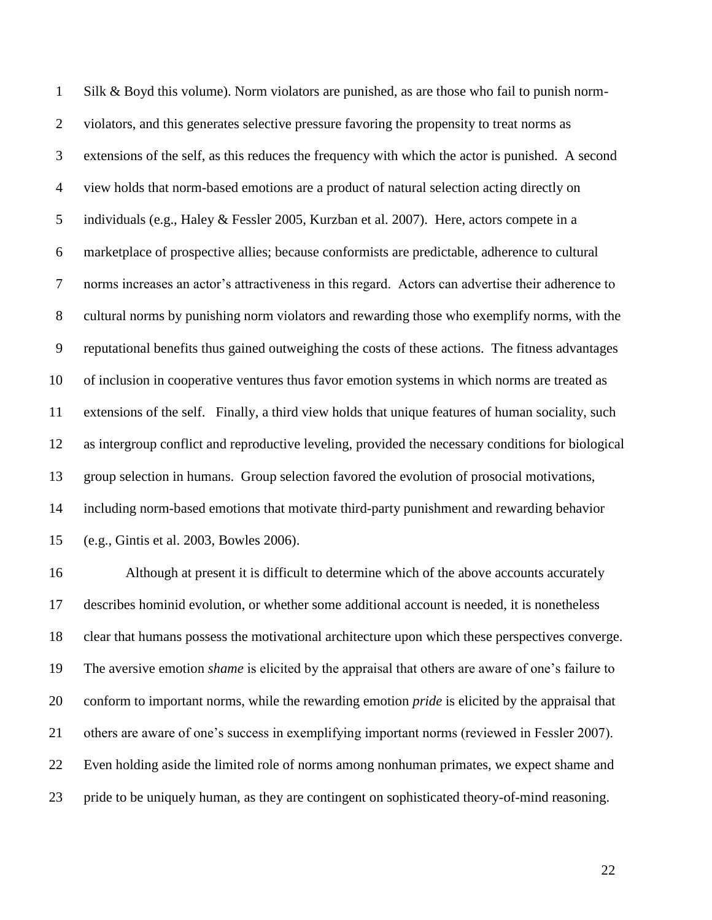Silk & Boyd this volume). Norm violators are punished, as are those who fail to punish norm-violators, and this generates selective pressure favoring the propensity to treat norms as extensions of the self, as this reduces the frequency with which the actor is punished. A second view holds that norm-based emotions are a product of natural selection acting directly on individuals (e.g., Haley & Fessler 2005, Kurzban et al. 2007). Here, actors compete in a marketplace of prospective allies; because conformists are predictable, adherence to cultural norms increases an actor's attractiveness in this regard. Actors can advertise their adherence to cultural norms by punishing norm violators and rewarding those who exemplify norms, with the reputational benefits thus gained outweighing the costs of these actions. The fitness advantages of inclusion in cooperative ventures thus favor emotion systems in which norms are treated as extensions of the self. Finally, a third view holds that unique features of human sociality, such as intergroup conflict and reproductive leveling, provided the necessary conditions for biological group selection in humans. Group selection favored the evolution of prosocial motivations, including norm-based emotions that motivate third-party punishment and rewarding behavior (e.g., Gintis et al. 2003, Bowles 2006).

Although at present it is difficult to determine which of the above accounts accurately describes hominid evolution, or whether some additional account is needed, it is nonetheless clear that humans possess the motivational architecture upon which these perspectives converge. The aversive emotion *shame* is elicited by the appraisal that others are aware of one's failure to conform to important norms, while the rewarding emotion *pride* is elicited by the appraisal that others are aware of one's success in exemplifying important norms (reviewed in Fessler 2007). Even holding aside the limited role of norms among nonhuman primates, we expect shame and pride to be uniquely human, as they are contingent on sophisticated theory-of-mind reasoning.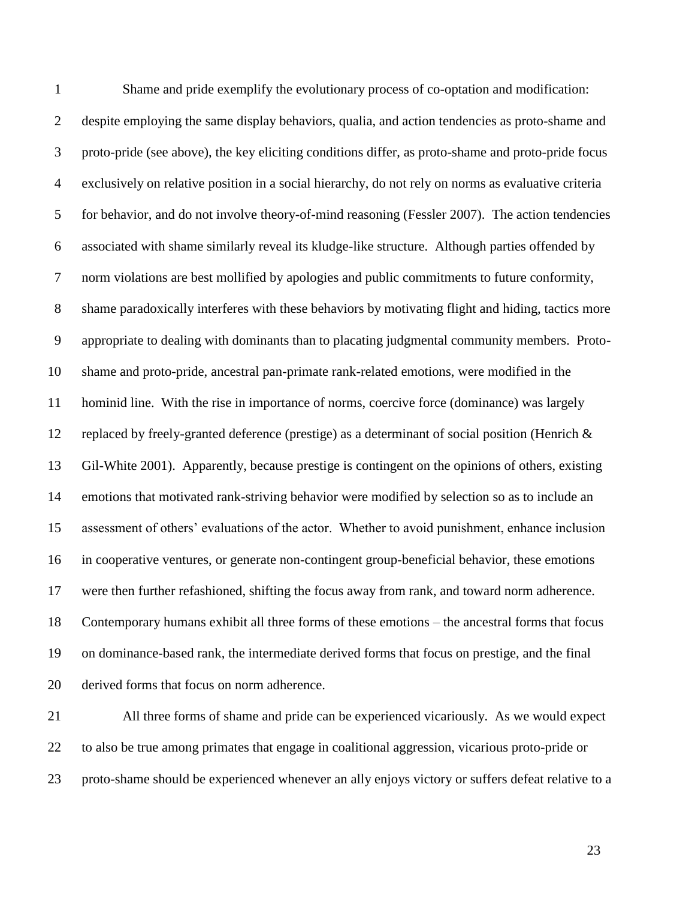Shame and pride exemplify the evolutionary process of co-optation and modification: despite employing the same display behaviors, qualia, and action tendencies as proto-shame and proto-pride (see above), the key eliciting conditions differ, as proto-shame and proto-pride focus exclusively on relative position in a social hierarchy, do not rely on norms as evaluative criteria for behavior, and do not involve theory-of-mind reasoning (Fessler 2007). The action tendencies associated with shame similarly reveal its kludge-like structure. Although parties offended by norm violations are best mollified by apologies and public commitments to future conformity, shame paradoxically interferes with these behaviors by motivating flight and hiding, tactics more appropriate to dealing with dominants than to placating judgmental community members. Proto-shame and proto-pride, ancestral pan-primate rank-related emotions, were modified in the hominid line. With the rise in importance of norms, coercive force (dominance) was largely replaced by freely-granted deference (prestige) as a determinant of social position (Henrich & Gil-White 2001). Apparently, because prestige is contingent on the opinions of others, existing emotions that motivated rank-striving behavior were modified by selection so as to include an assessment of others' evaluations of the actor. Whether to avoid punishment, enhance inclusion in cooperative ventures, or generate non-contingent group-beneficial behavior, these emotions were then further refashioned, shifting the focus away from rank, and toward norm adherence. Contemporary humans exhibit all three forms of these emotions – the ancestral forms that focus on dominance-based rank, the intermediate derived forms that focus on prestige, and the final derived forms that focus on norm adherence.

All three forms of shame and pride can be experienced vicariously. As we would expect to also be true among primates that engage in coalitional aggression, vicarious proto-pride or proto-shame should be experienced whenever an ally enjoys victory or suffers defeat relative to a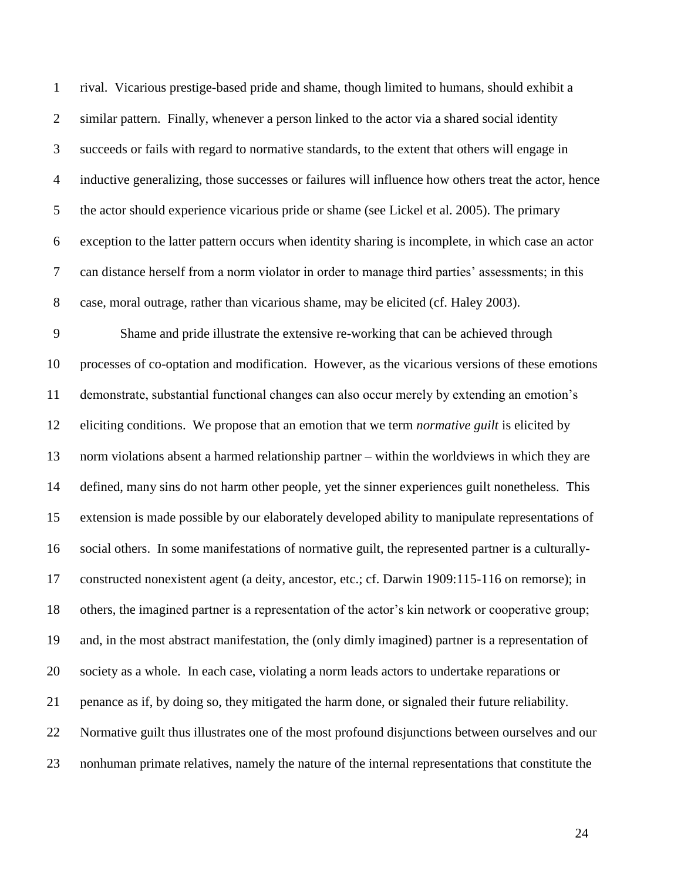rival. Vicarious prestige-based pride and shame, though limited to humans, should exhibit a similar pattern. Finally, whenever a person linked to the actor via a shared social identity succeeds or fails with regard to normative standards, to the extent that others will engage in inductive generalizing, those successes or failures will influence how others treat the actor, hence the actor should experience vicarious pride or shame (see Lickel et al. 2005). The primary exception to the latter pattern occurs when identity sharing is incomplete, in which case an actor can distance herself from a norm violator in order to manage third parties' assessments; in this case, moral outrage, rather than vicarious shame, may be elicited (cf. Haley 2003).

Shame and pride illustrate the extensive re-working that can be achieved through processes of co-optation and modification. However, as the vicarious versions of these emotions demonstrate, substantial functional changes can also occur merely by extending an emotion's eliciting conditions. We propose that an emotion that we term *normative guilt* is elicited by norm violations absent a harmed relationship partner – within the worldviews in which they are defined, many sins do not harm other people, yet the sinner experiences guilt nonetheless. This extension is made possible by our elaborately developed ability to manipulate representations of social others. In some manifestations of normative guilt, the represented partner is a culturally-constructed nonexistent agent (a deity, ancestor, etc.; cf. Darwin 1909:115-116 on remorse); in others, the imagined partner is a representation of the actor's kin network or cooperative group; and, in the most abstract manifestation, the (only dimly imagined) partner is a representation of society as a whole. In each case, violating a norm leads actors to undertake reparations or penance as if, by doing so, they mitigated the harm done, or signaled their future reliability. Normative guilt thus illustrates one of the most profound disjunctions between ourselves and our nonhuman primate relatives, namely the nature of the internal representations that constitute the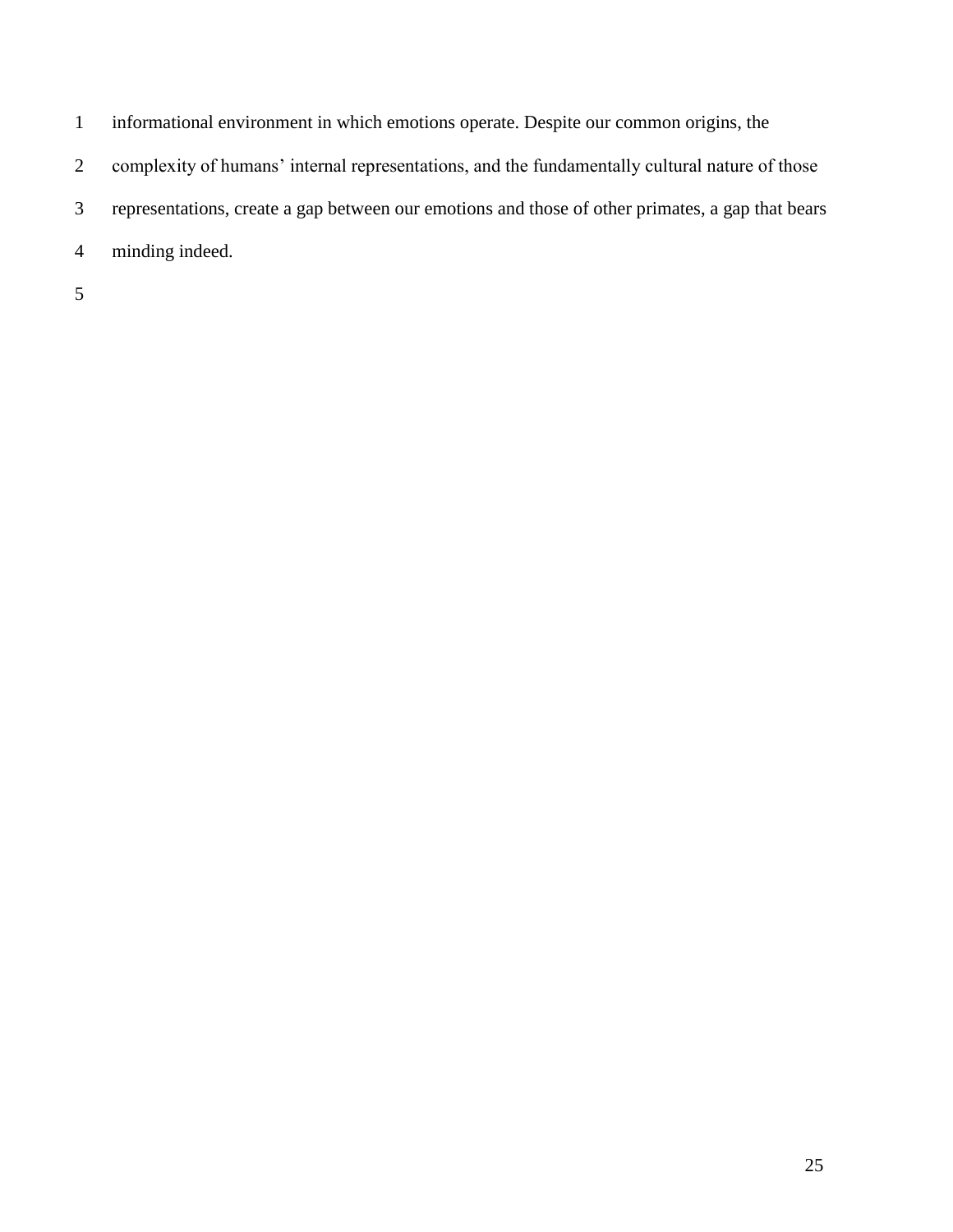informational environment in which emotions operate. Despite our common origins, the complexity of humans' internal representations, and the fundamentally cultural nature of those representations, create a gap between our emotions and those of other primates, a gap that bears minding indeed.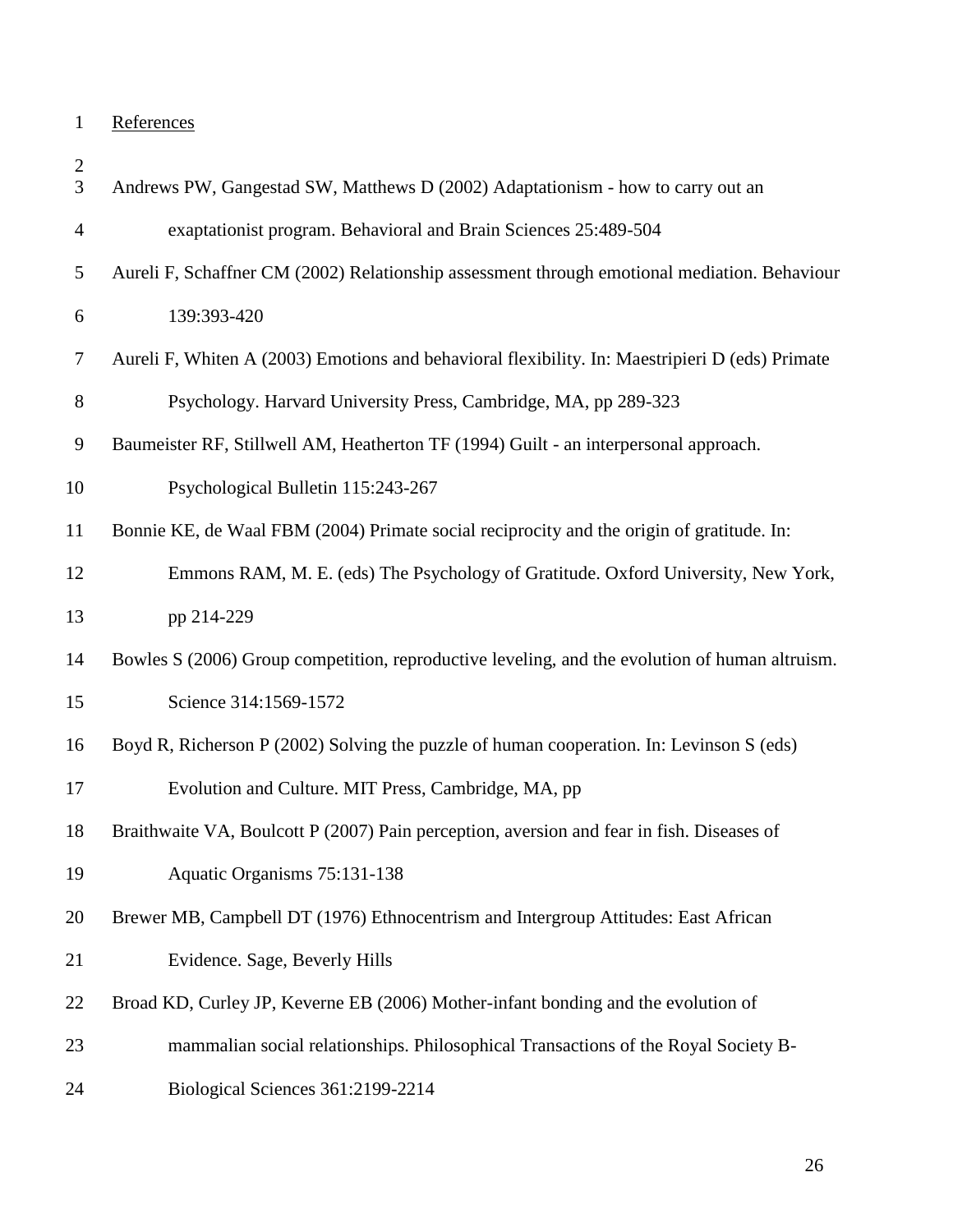References

Andrews PW, Gangestad SW, Matthews D (2002) Adaptationism - how to carry out an exaptationist program. Behavioral and Brain Sciences 25:489-504

Aureli F, Schaffner CM (2002) Relationship assessment through emotional mediation. Behaviour 139:393-420

Aureli F, Whiten A (2003) Emotions and behavioral flexibility. In: Maestripieri D (eds) Primate Psychology. Harvard University Press, Cambridge, MA, pp 289-323

Baumeister RF, Stillwell AM, Heatherton TF (1994) Guilt - an interpersonal approach. Psychological Bulletin 115:243-267

Bonnie KE, de Waal FBM (2004) Primate social reciprocity and the origin of gratitude. In: Emmons RAM, M. E. (eds) The Psychology of Gratitude. Oxford University, New York, pp 214-229

Bowles S (2006) Group competition, reproductive leveling, and the evolution of human altruism. Science 314:1569-1572

Boyd R, Richerson P (2002) Solving the puzzle of human cooperation. In: Levinson S (eds) Evolution and Culture. MIT Press, Cambridge, MA, pp

Braithwaite VA, Boulcott P (2007) Pain perception, aversion and fear in fish. Diseases of Aquatic Organisms 75:131-138

Brewer MB, Campbell DT (1976) Ethnocentrism and Intergroup Attitudes: East African Evidence. Sage, Beverly Hills

Broad KD, Curley JP, Keverne EB (2006) Mother-infant bonding and the evolution of mammalian social relationships. Philosophical Transactions of the Royal Society B-Biological Sciences 361:2199-2214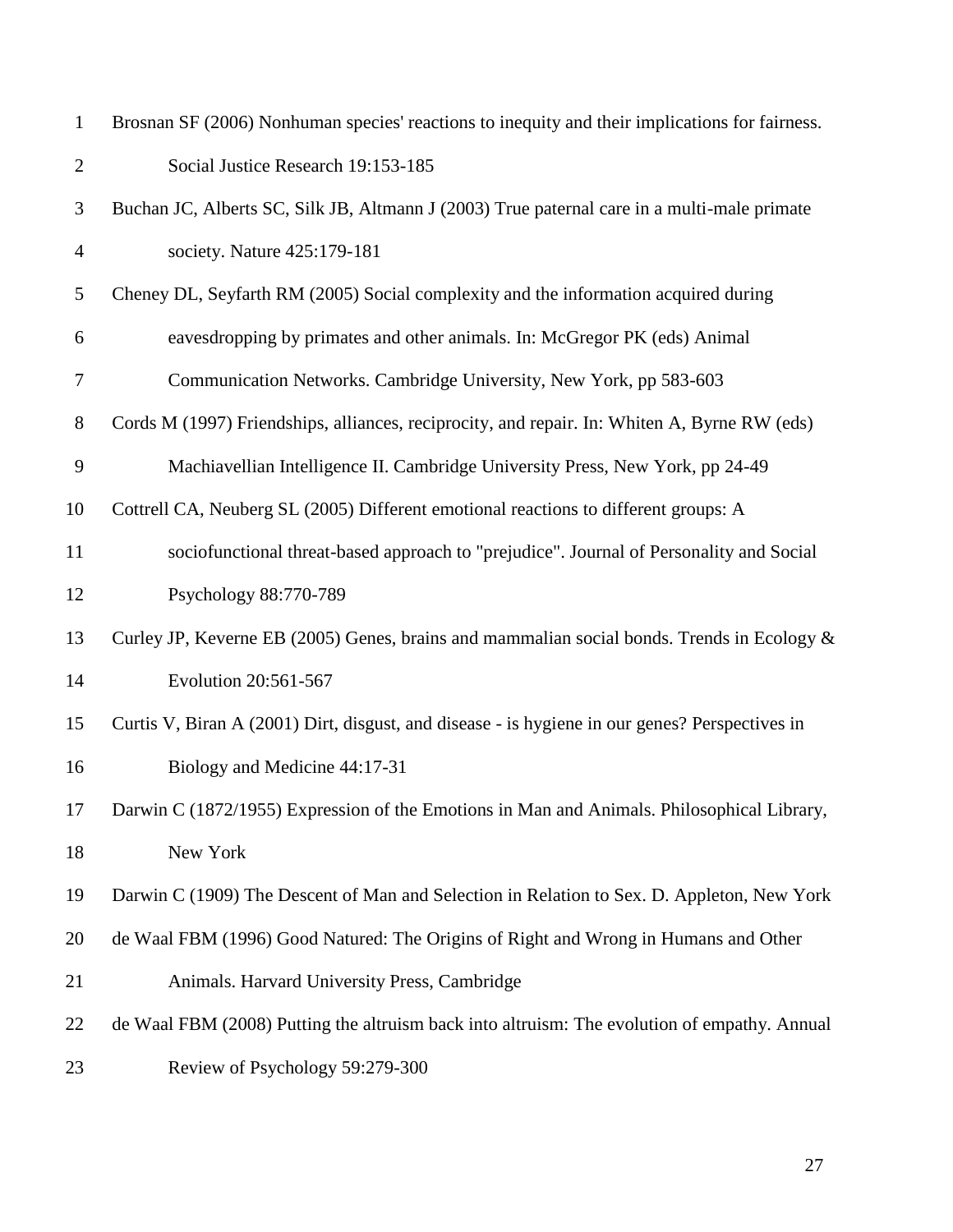Brosnan SF (2006) Nonhuman species' reactions to inequity and their implications for fairness. Social Justice Research 19:153-185

Buchan JC, Alberts SC, Silk JB, Altmann J (2003) True paternal care in a multi-male primate society. Nature 425:179-181

Cheney DL, Seyfarth RM (2005) Social complexity and the information acquired during eavesdropping by primates and other animals. In: McGregor PK (eds) Animal Communication Networks. Cambridge University, New York, pp 583-603

Cords M (1997) Friendships, alliances, reciprocity, and repair. In: Whiten A, Byrne RW (eds) Machiavellian Intelligence II. Cambridge University Press, New York, pp 24-49

Cottrell CA, Neuberg SL (2005) Different emotional reactions to different groups: A sociofunctional threat-based approach to "prejudice". Journal of Personality and Social Psychology 88:770-789

Curley JP, Keverne EB (2005) Genes, brains and mammalian social bonds. Trends in Ecology & Evolution 20:561-567

Curtis V, Biran A (2001) Dirt, disgust, and disease - is hygiene in our genes? Perspectives in Biology and Medicine 44:17-31

Darwin C (1872/1955) Expression of the Emotions in Man and Animals. Philosophical Library, New York

Darwin C (1909) The Descent of Man and Selection in Relation to Sex. D. Appleton, New York

de Waal FBM (1996) Good Natured: The Origins of Right and Wrong in Humans and Other Animals. Harvard University Press, Cambridge

de Waal FBM (2008) Putting the altruism back into altruism: The evolution of empathy. Annual Review of Psychology 59:279-300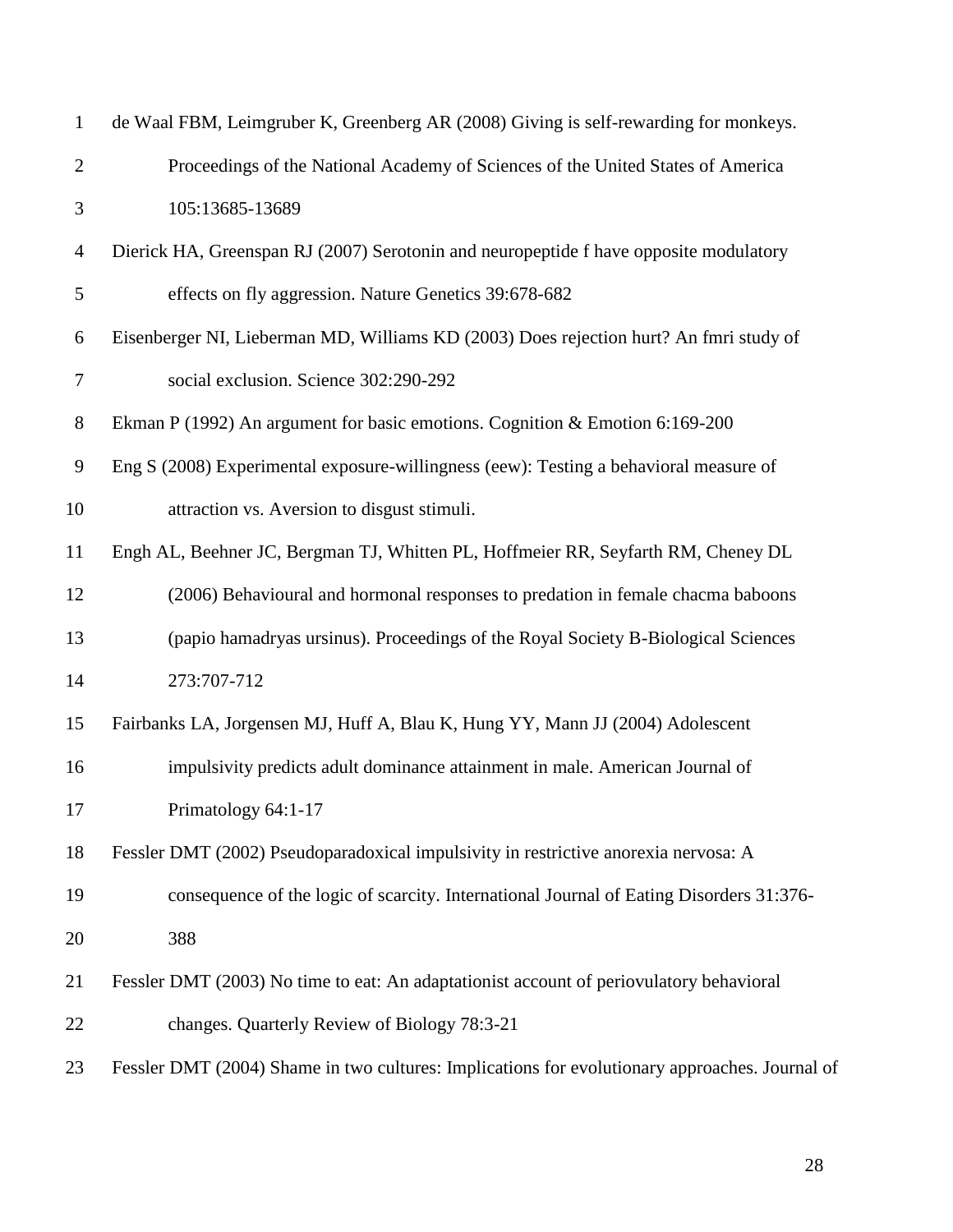de Waal FBM, Leimgruber K, Greenberg AR (2008) Giving is self-rewarding for monkeys. Proceedings of the National Academy of Sciences of the United States of America 105:13685-13689

Dierick HA, Greenspan RJ (2007) Serotonin and neuropeptide f have opposite modulatory effects on fly aggression. Nature Genetics 39:678-682

Eisenberger NI, Lieberman MD, Williams KD (2003) Does rejection hurt? An fmri study of social exclusion. Science 302:290-292

Ekman P (1992) An argument for basic emotions. Cognition & Emotion 6:169-200

Eng S (2008) Experimental exposure-willingness (eew): Testing a behavioral measure of attraction vs. Aversion to disgust stimuli.

Engh AL, Beehner JC, Bergman TJ, Whitten PL, Hoffmeier RR, Seyfarth RM, Cheney DL (2006) Behavioural and hormonal responses to predation in female chacma baboons (papio hamadryas ursinus). Proceedings of the Royal Society B-Biological Sciences 273:707-712

Fairbanks LA, Jorgensen MJ, Huff A, Blau K, Hung YY, Mann JJ (2004) Adolescent impulsivity predicts adult dominance attainment in male. American Journal of Primatology 64:1-17

Fessler DMT (2002) Pseudoparadoxical impulsivity in restrictive anorexia nervosa: A consequence of the logic of scarcity. International Journal of Eating Disorders 31:376-388

Fessler DMT (2003) No time to eat: An adaptationist account of periovulatory behavioral changes. Quarterly Review of Biology 78:3-21

Fessler DMT (2004) Shame in two cultures: Implications for evolutionary approaches. Journal of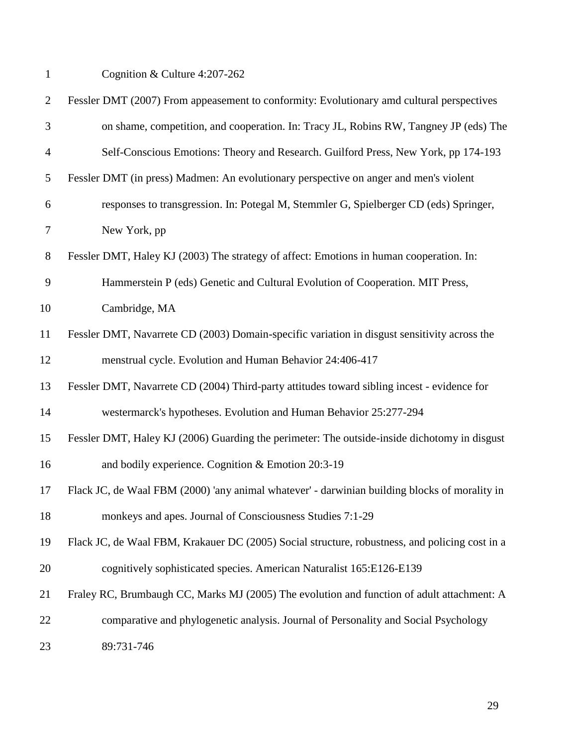Cognition & Culture 4:207-262

Fessler DMT (2007) From appeasement to conformity: Evolutionary amd cultural perspectives on shame, competition, and cooperation. In: Tracy JL, Robins RW, Tangney JP (eds) The Self-Conscious Emotions: Theory and Research. Guilford Press, New York, pp 174-193

Fessler DMT (in press) Madmen: An evolutionary perspective on anger and men's violent responses to transgression. In: Potegal M, Stemmler G, Spielberger CD (eds) Springer, New York, pp

Fessler DMT, Haley KJ (2003) The strategy of affect: Emotions in human cooperation. In: Hammerstein P (eds) Genetic and Cultural Evolution of Cooperation. MIT Press, Cambridge, MA

Fessler DMT, Navarrete CD (2003) Domain-specific variation in disgust sensitivity across the menstrual cycle. Evolution and Human Behavior 24:406-417

Fessler DMT, Navarrete CD (2004) Third-party attitudes toward sibling incest - evidence for westermarck's hypotheses. Evolution and Human Behavior 25:277-294

Fessler DMT, Haley KJ (2006) Guarding the perimeter: The outside-inside dichotomy in disgust and bodily experience. Cognition & Emotion 20:3-19

Flack JC, de Waal FBM (2000) 'any animal whatever' - darwinian building blocks of morality in monkeys and apes. Journal of Consciousness Studies 7:1-29

Flack JC, de Waal FBM, Krakauer DC (2005) Social structure, robustness, and policing cost in a cognitively sophisticated species. American Naturalist 165:E126-E139

Fraley RC, Brumbaugh CC, Marks MJ (2005) The evolution and function of adult attachment: A comparative and phylogenetic analysis. Journal of Personality and Social Psychology 89:731-746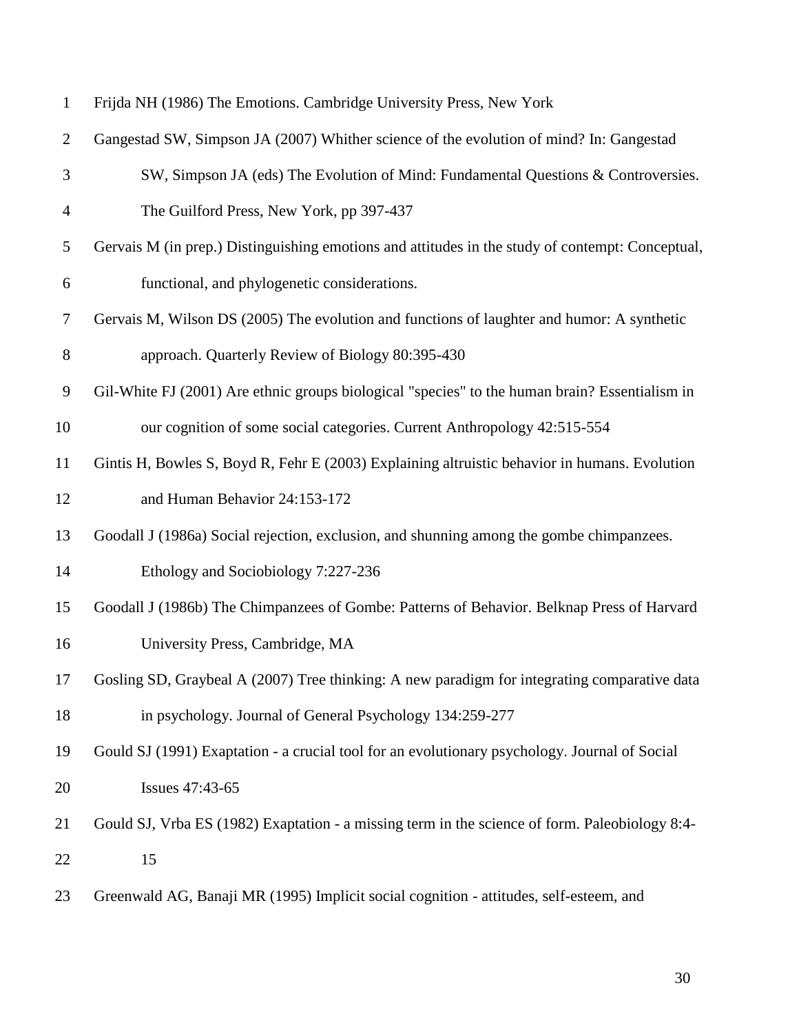Frijda NH (1986) The Emotions. Cambridge University Press, New York

Gangestad SW, Simpson JA (2007) Whither science of the evolution of mind? In: Gangestad SW, Simpson JA (eds) The Evolution of Mind: Fundamental Questions & Controversies. The Guilford Press, New York, pp 397-437

Gervais M (in prep.) Distinguishing emotions and attitudes in the study of contempt: Conceptual, functional, and phylogenetic considerations.

Gervais M, Wilson DS (2005) The evolution and functions of laughter and humor: A synthetic approach. Quarterly Review of Biology 80:395-430

Gil-White FJ (2001) Are ethnic groups biological "species" to the human brain? Essentialism in our cognition of some social categories. Current Anthropology 42:515-554

Gintis H, Bowles S, Boyd R, Fehr E (2003) Explaining altruistic behavior in humans. Evolution and Human Behavior 24:153-172

Goodall J (1986a) Social rejection, exclusion, and shunning among the gombe chimpanzees. Ethology and Sociobiology 7:227-236

Goodall J (1986b) The Chimpanzees of Gombe: Patterns of Behavior. Belknap Press of Harvard University Press, Cambridge, MA

Gosling SD, Graybeal A (2007) Tree thinking: A new paradigm for integrating comparative data in psychology. Journal of General Psychology 134:259-277

Gould SJ (1991) Exaptation - a crucial tool for an evolutionary psychology. Journal of Social Issues 47:43-65

Gould SJ, Vrba ES (1982) Exaptation - a missing term in the science of form. Paleobiology 8:4-15

Greenwald AG, Banaji MR (1995) Implicit social cognition - attitudes, self-esteem, and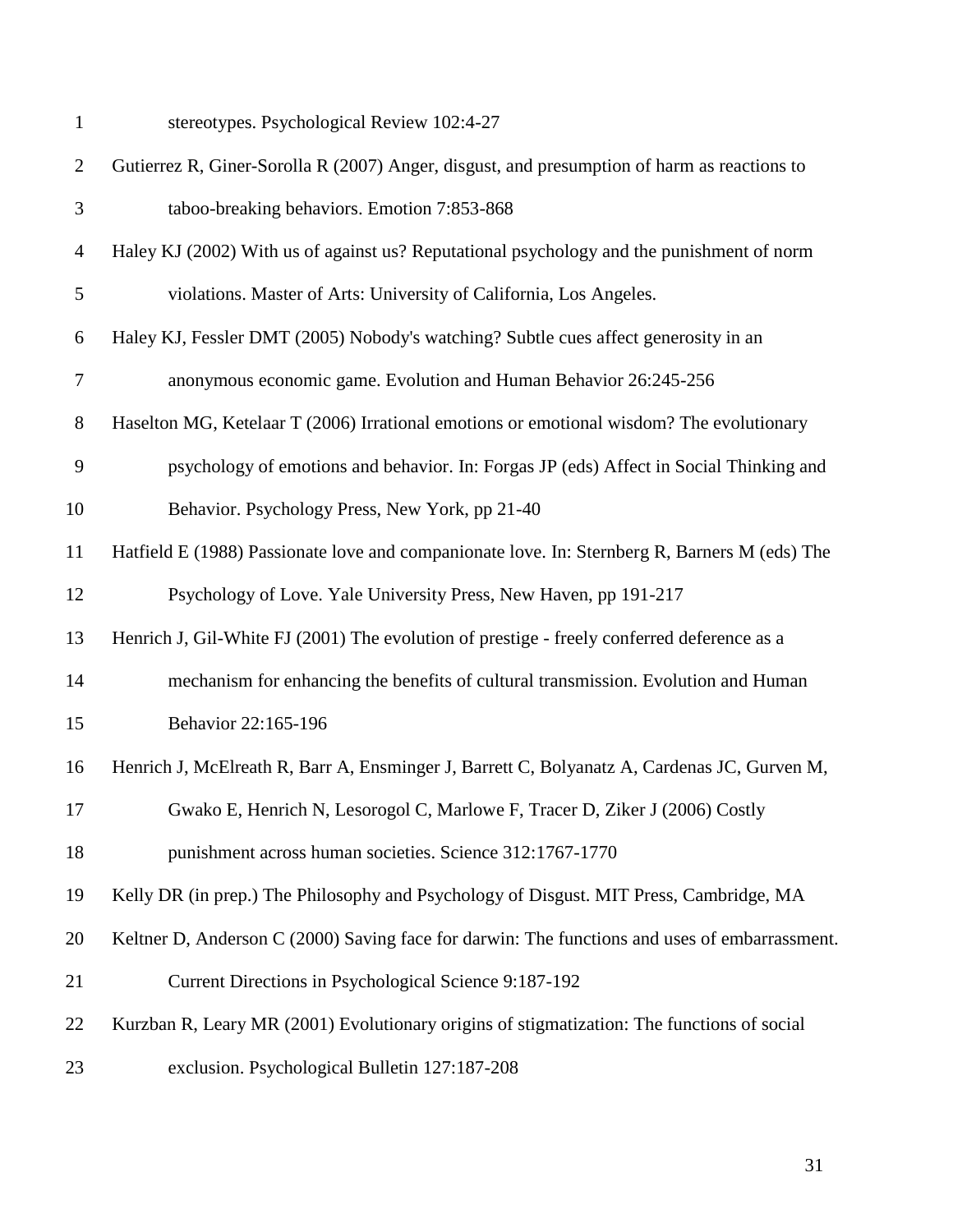stereotypes. Psychological Review 102:4-27

Gutierrez R, Giner-Sorolla R (2007) Anger, disgust, and presumption of harm as reactions to taboo-breaking behaviors. Emotion 7:853-868

Haley KJ (2002) With us of against us? Reputational psychology and the punishment of norm violations. Master of Arts: University of California, Los Angeles.

Haley KJ, Fessler DMT (2005) Nobody's watching? Subtle cues affect generosity in an anonymous economic game. Evolution and Human Behavior 26:245-256

Haselton MG, Ketelaar T (2006) Irrational emotions or emotional wisdom? The evolutionary psychology of emotions and behavior. In: Forgas JP (eds) Affect in Social Thinking and Behavior. Psychology Press, New York, pp 21-40

Hatfield E (1988) Passionate love and companionate love. In: Sternberg R, Barners M (eds) The Psychology of Love. Yale University Press, New Haven, pp 191-217

Henrich J, Gil-White FJ (2001) The evolution of prestige - freely conferred deference as a mechanism for enhancing the benefits of cultural transmission. Evolution and Human Behavior 22:165-196

Henrich J, McElreath R, Barr A, Ensminger J, Barrett C, Bolyanatz A, Cardenas JC, Gurven M, Gwako E, Henrich N, Lesorogol C, Marlowe F, Tracer D, Ziker J (2006) Costly punishment across human societies. Science 312:1767-1770

Kelly DR (in prep.) The Philosophy and Psychology of Disgust. MIT Press, Cambridge, MA

Keltner D, Anderson C (2000) Saving face for darwin: The functions and uses of embarrassment. Current Directions in Psychological Science 9:187-192

Kurzban R, Leary MR (2001) Evolutionary origins of stigmatization: The functions of social exclusion. Psychological Bulletin 127:187-208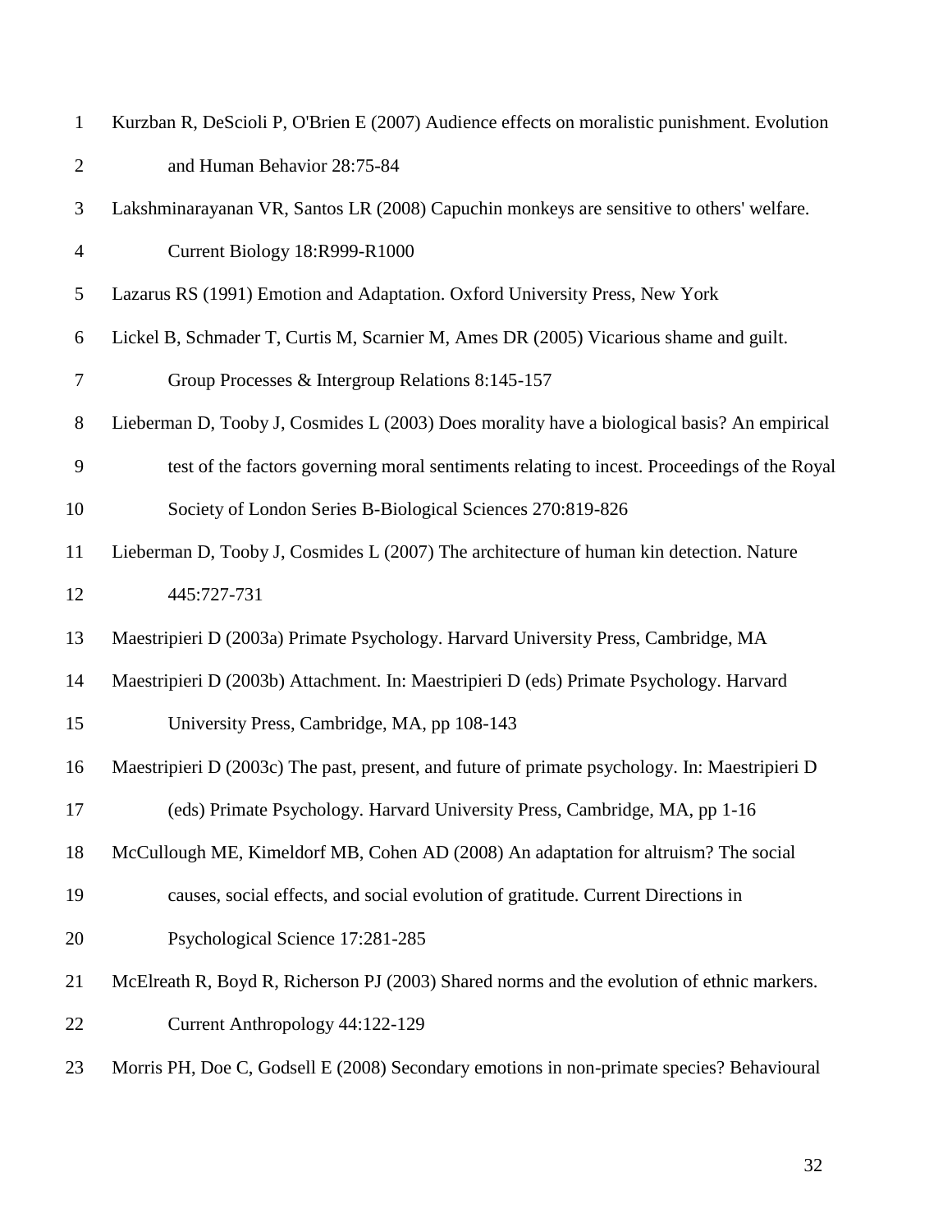Kurzban R, DeScioli P, O'Brien E (2007) Audience effects on moralistic punishment. Evolution and Human Behavior 28:75-84

Lakshminarayanan VR, Santos LR (2008) Capuchin monkeys are sensitive to others' welfare. Current Biology 18:R999-R1000

Lazarus RS (1991) Emotion and Adaptation. Oxford University Press, New York

Lickel B, Schmader T, Curtis M, Scarnier M, Ames DR (2005) Vicarious shame and guilt. Group Processes & Intergroup Relations 8:145-157

Lieberman D, Tooby J, Cosmides L (2003) Does morality have a biological basis? An empirical test of the factors governing moral sentiments relating to incest. Proceedings of the Royal Society of London Series B-Biological Sciences 270:819-826

Lieberman D, Tooby J, Cosmides L (2007) The architecture of human kin detection. Nature 445:727-731

Maestripieri D (2003a) Primate Psychology. Harvard University Press, Cambridge, MA

Maestripieri D (2003b) Attachment. In: Maestripieri D (eds) Primate Psychology. Harvard University Press, Cambridge, MA, pp 108-143

Maestripieri D (2003c) The past, present, and future of primate psychology. In: Maestripieri D (eds) Primate Psychology. Harvard University Press, Cambridge, MA, pp 1-16

McCullough ME, Kimeldorf MB, Cohen AD (2008) An adaptation for altruism? The social causes, social effects, and social evolution of gratitude. Current Directions in Psychological Science 17:281-285

McElreath R, Boyd R, Richerson PJ (2003) Shared norms and the evolution of ethnic markers. Current Anthropology 44:122-129

Morris PH, Doe C, Godsell E (2008) Secondary emotions in non-primate species? Behavioural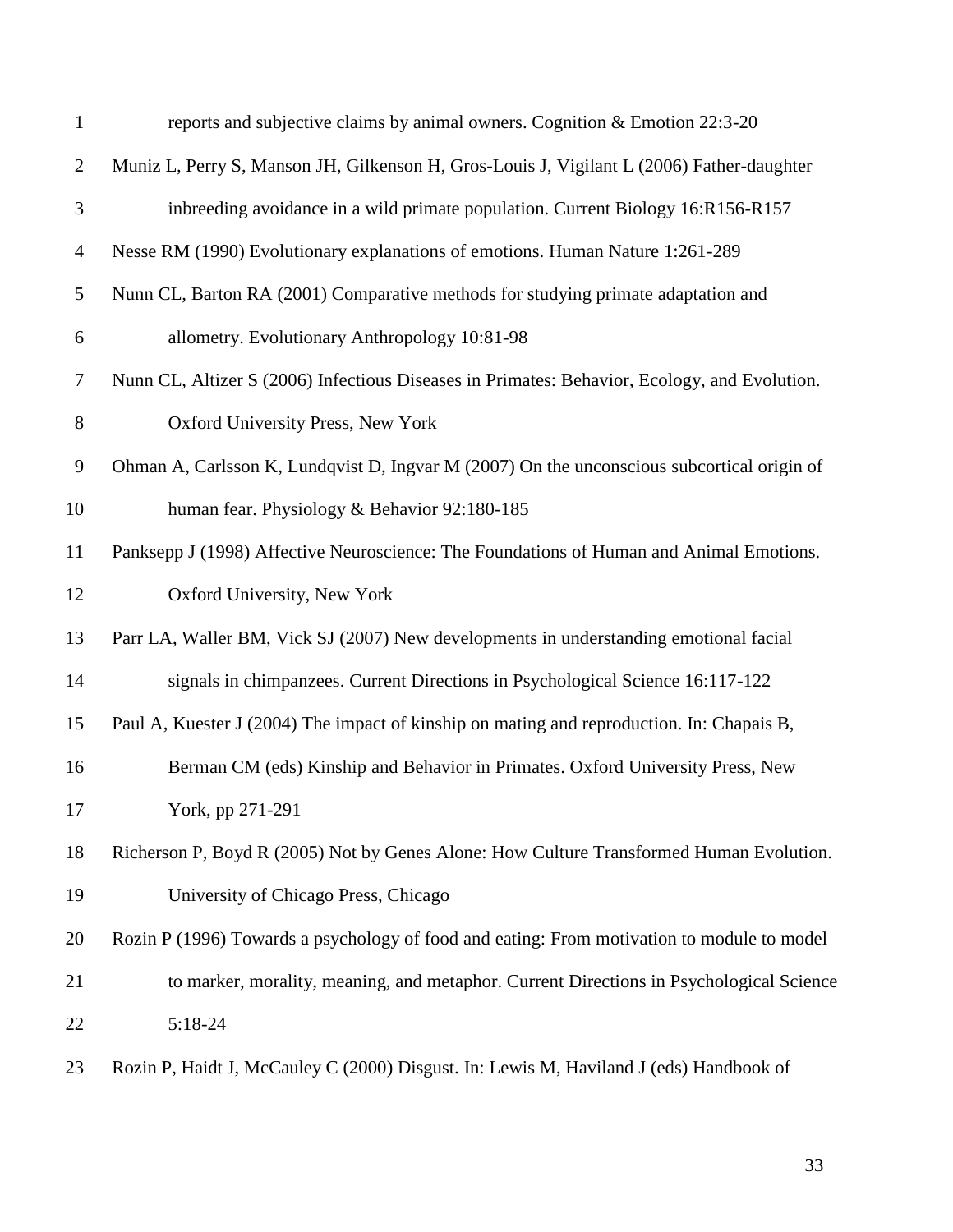reports and subjective claims by animal owners. Cognition & Emotion 22:3-20

Muniz L, Perry S, Manson JH, Gilkenson H, Gros-Louis J, Vigilant L (2006) Father-daughter inbreeding avoidance in a wild primate population. Current Biology 16:R156-R157

Nesse RM (1990) Evolutionary explanations of emotions. Human Nature 1:261-289

Nunn CL, Barton RA (2001) Comparative methods for studying primate adaptation and allometry. Evolutionary Anthropology 10:81-98

Nunn CL, Altizer S (2006) Infectious Diseases in Primates: Behavior, Ecology, and Evolution. Oxford University Press, New York

Ohman A, Carlsson K, Lundqvist D, Ingvar M (2007) On the unconscious subcortical origin of human fear. Physiology & Behavior 92:180-185

Panksepp J (1998) Affective Neuroscience: The Foundations of Human and Animal Emotions. Oxford University, New York

Parr LA, Waller BM, Vick SJ (2007) New developments in understanding emotional facial signals in chimpanzees. Current Directions in Psychological Science 16:117-122

Paul A, Kuester J (2004) The impact of kinship on mating and reproduction. In: Chapais B, Berman CM (eds) Kinship and Behavior in Primates. Oxford University Press, New York, pp 271-291

Richerson P, Boyd R (2005) Not by Genes Alone: How Culture Transformed Human Evolution. University of Chicago Press, Chicago

Rozin P (1996) Towards a psychology of food and eating: From motivation to module to model to marker, morality, meaning, and metaphor. Current Directions in Psychological Science 5:18-24

Rozin P, Haidt J, McCauley C (2000) Disgust. In: Lewis M, Haviland J (eds) Handbook of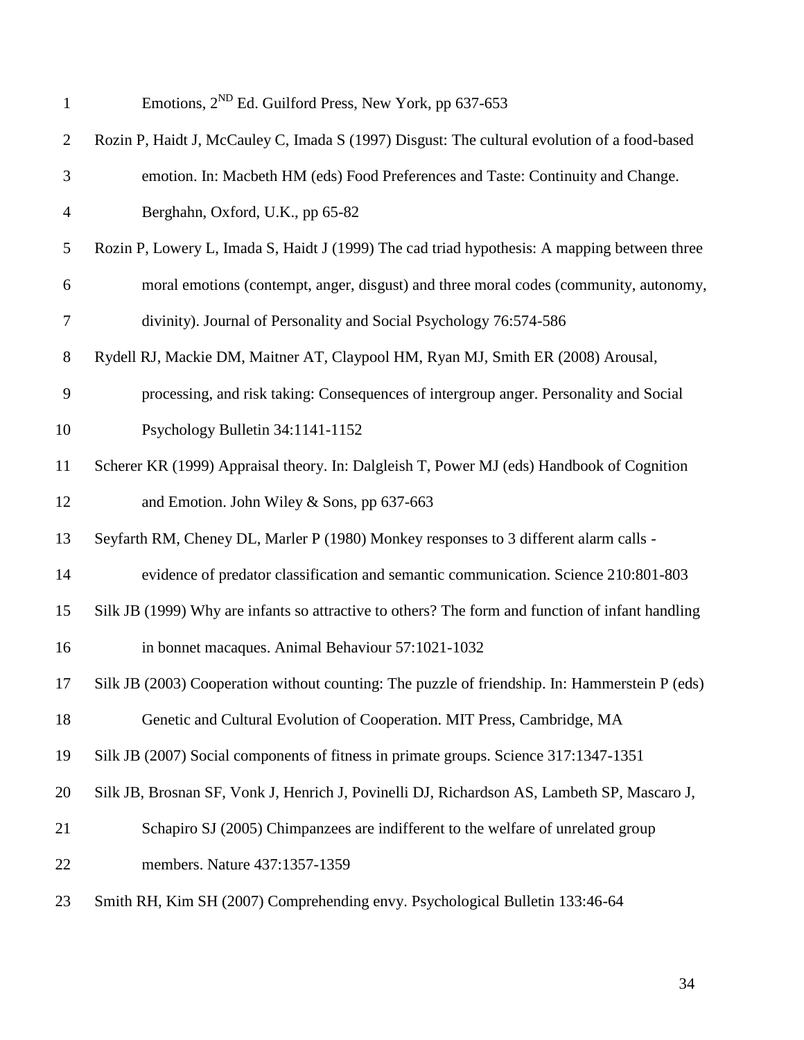Emotions, 2[ND] Ed. Guilford Press, New York, pp 637-653

Rozin P, Haidt J, McCauley C, Imada S (1997) Disgust: The cultural evolution of a food-based emotion. In: Macbeth HM (eds) Food Preferences and Taste: Continuity and Change. Berghahn, Oxford, U.K., pp 65-82

Rozin P, Lowery L, Imada S, Haidt J (1999) The cad triad hypothesis: A mapping between three moral emotions (contempt, anger, disgust) and three moral codes (community, autonomy, divinity). Journal of Personality and Social Psychology 76:574-586

Rydell RJ, Mackie DM, Maitner AT, Claypool HM, Ryan MJ, Smith ER (2008) Arousal, processing, and risk taking: Consequences of intergroup anger. Personality and Social Psychology Bulletin 34:1141-1152

Scherer KR (1999) Appraisal theory. In: Dalgleish T, Power MJ (eds) Handbook of Cognition and Emotion. John Wiley & Sons, pp 637-663

Seyfarth RM, Cheney DL, Marler P (1980) Monkey responses to 3 different alarm calls - evidence of predator classification and semantic communication. Science 210:801-803

Silk JB (1999) Why are infants so attractive to others? The form and function of infant handling in bonnet macaques. Animal Behaviour 57:1021-1032

Silk JB (2003) Cooperation without counting: The puzzle of friendship. In: Hammerstein P (eds) Genetic and Cultural Evolution of Cooperation. MIT Press, Cambridge, MA

Silk JB (2007) Social components of fitness in primate groups. Science 317:1347-1351

Silk JB, Brosnan SF, Vonk J, Henrich J, Povinelli DJ, Richardson AS, Lambeth SP, Mascaro J, Schapiro SJ (2005) Chimpanzees are indifferent to the welfare of unrelated group members. Nature 437:1357-1359

Smith RH, Kim SH (2007) Comprehending envy. Psychological Bulletin 133:46-64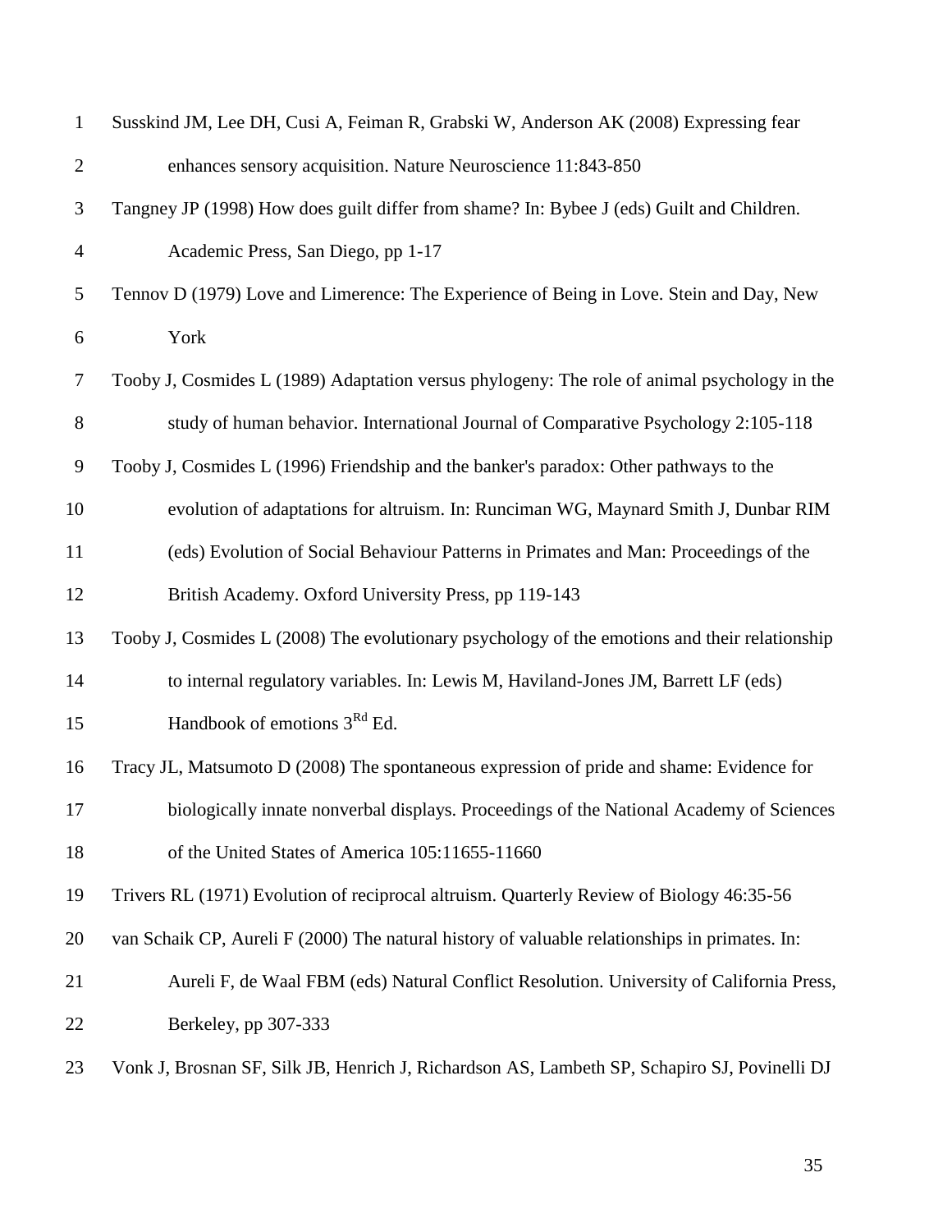Susskind JM, Lee DH, Cusi A, Feiman R, Grabski W, Anderson AK (2008) Expressing fear enhances sensory acquisition. Nature Neuroscience 11:843-850

Tangney JP (1998) How does guilt differ from shame? In: Bybee J (eds) Guilt and Children. Academic Press, San Diego, pp 1-17

Tennov D (1979) Love and Limerence: The Experience of Being in Love. Stein and Day, New York

Tooby J, Cosmides L (1989) Adaptation versus phylogeny: The role of animal psychology in the study of human behavior. International Journal of Comparative Psychology 2:105-118

Tooby J, Cosmides L (1996) Friendship and the banker's paradox: Other pathways to the evolution of adaptations for altruism. In: Runciman WG, Maynard Smith J, Dunbar RIM (eds) Evolution of Social Behaviour Patterns in Primates and Man: Proceedings of the British Academy. Oxford University Press, pp 119-143

Tooby J, Cosmides L (2008) The evolutionary psychology of the emotions and their relationship to internal regulatory variables. In: Lewis M, Haviland-Jones JM, Barrett LF (eds) Handbook of emotions 3Rd Ed.

Tracy JL, Matsumoto D (2008) The spontaneous expression of pride and shame: Evidence for biologically innate nonverbal displays. Proceedings of the National Academy of Sciences of the United States of America 105:11655-11660

Trivers RL (1971) Evolution of reciprocal altruism. Quarterly Review of Biology 46:35-56

van Schaik CP, Aureli F (2000) The natural history of valuable relationships in primates. In: Aureli F, de Waal FBM (eds) Natural Conflict Resolution. University of California Press, Berkeley, pp 307-333

Vonk J, Brosnan SF, Silk JB, Henrich J, Richardson AS, Lambeth SP, Schapiro SJ, Povinelli DJ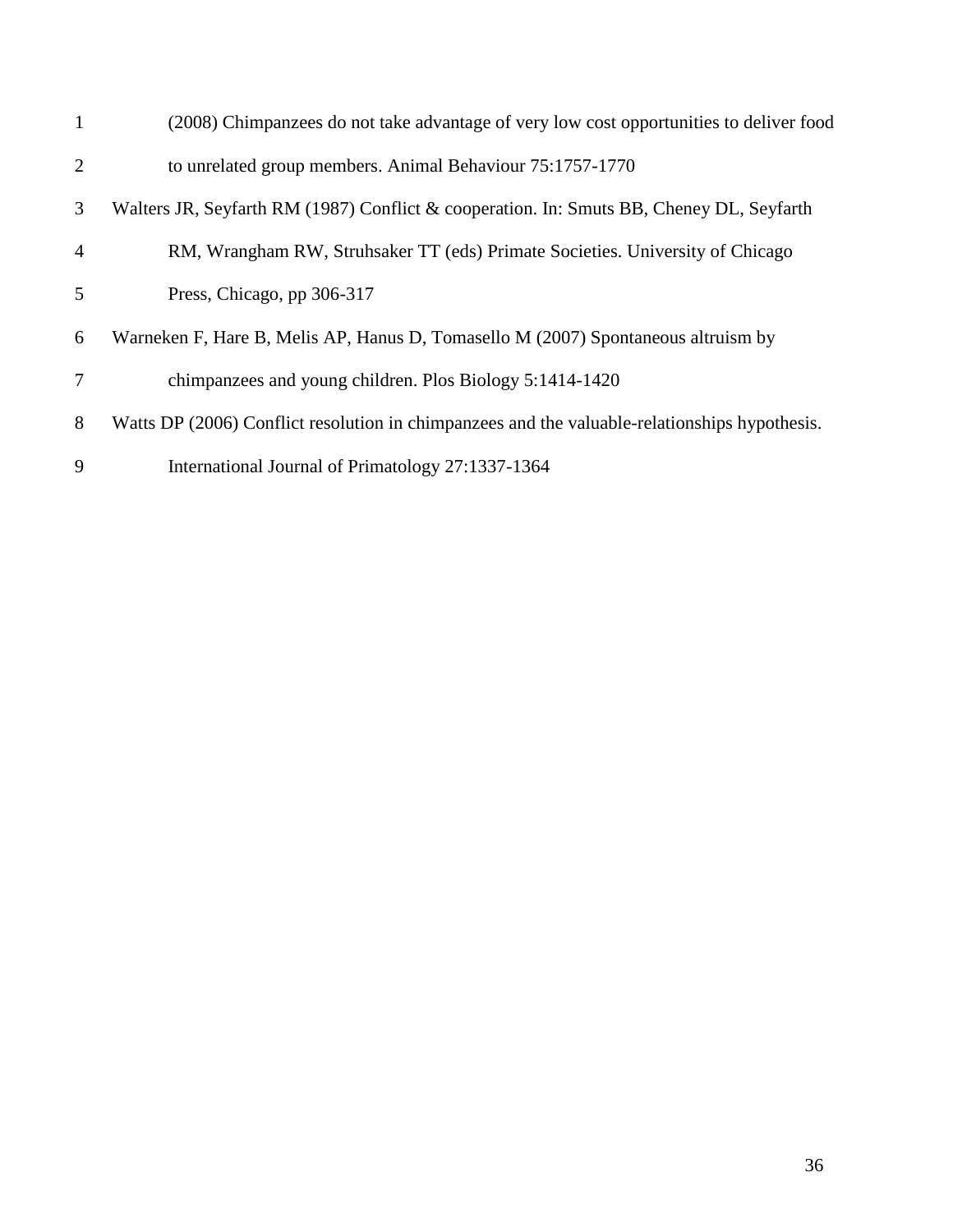(2008) Chimpanzees do not take advantage of very low cost opportunities to deliver food to unrelated group members. Animal Behaviour 75:1757-1770

Walters JR, Seyfarth RM (1987) Conflict & cooperation. In: Smuts BB, Cheney DL, Seyfarth RM, Wrangham RW, Struhsaker TT (eds) Primate Societies. University of Chicago Press, Chicago, pp 306-317

Warneken F, Hare B, Melis AP, Hanus D, Tomasello M (2007) Spontaneous altruism by chimpanzees and young children. Plos Biology 5:1414-1420

Watts DP (2006) Conflict resolution in chimpanzees and the valuable-relationships hypothesis. International Journal of Primatology 27:1337-1364